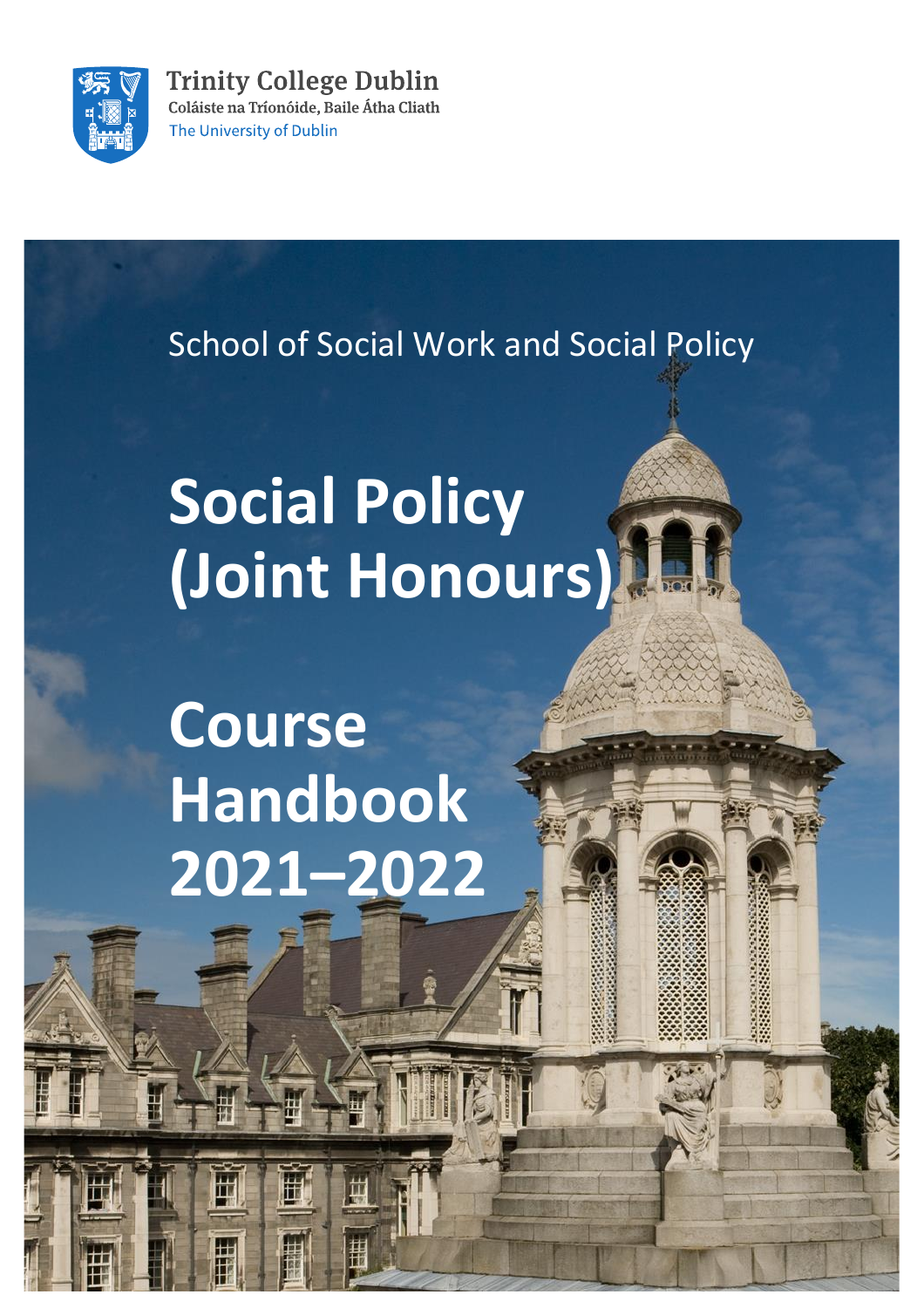Trinity College Dublin
Coláiste na Tríonóide, Baile Átha Cliath
The University of Dublin

School of Social Work and Social Policy

# Social Policy (Joint Honours)

# Course Handbook 2021–2022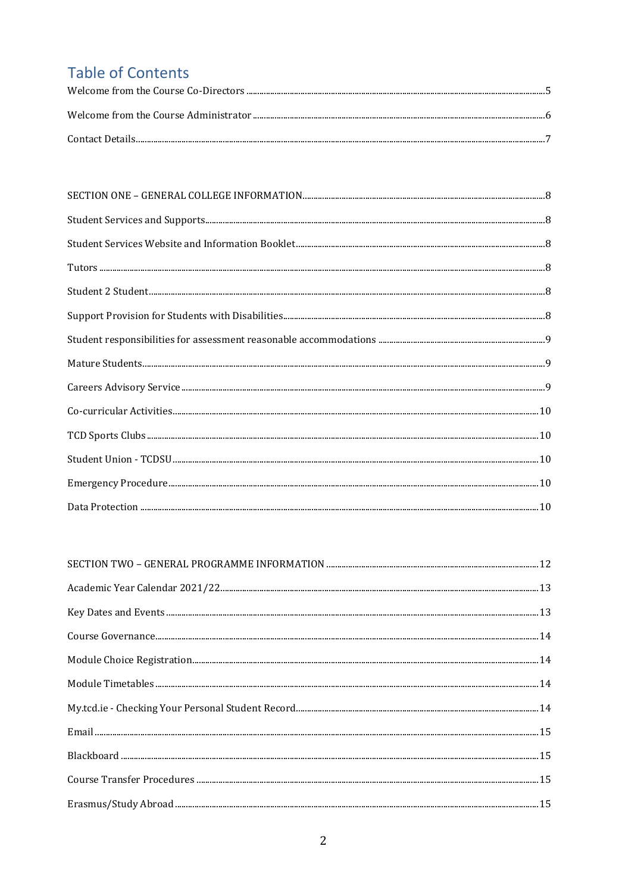# Table of Contents

Welcome from the Course Co-Directors ....5

Welcome from the Course Administrator ....6

Contact Details....7

SECTION ONE – GENERAL COLLEGE INFORMATION....8

Student Services and Supports....8

Student Services Website and Information Booklet....8

Tutors ....8

Student 2 Student....8

Support Provision for Students with Disabilities....8

Student responsibilities for assessment reasonable accommodations ....9

Mature Students....9

Careers Advisory Service ....9

Co-curricular Activities....10

TCD Sports Clubs ....10

Student Union - TCDSU ....10

Emergency Procedure....10

Data Protection ....10

SECTION TWO – GENERAL PROGRAMME INFORMATION ....12

Academic Year Calendar 2021/22....13

Key Dates and Events ....13

Course Governance....14

Module Choice Registration....14

Module Timetables ....14

My.tcd.ie - Checking Your Personal Student Record....14

Email ....15

Blackboard ....15

Course Transfer Procedures ....15

Erasmus/Study Abroad ....15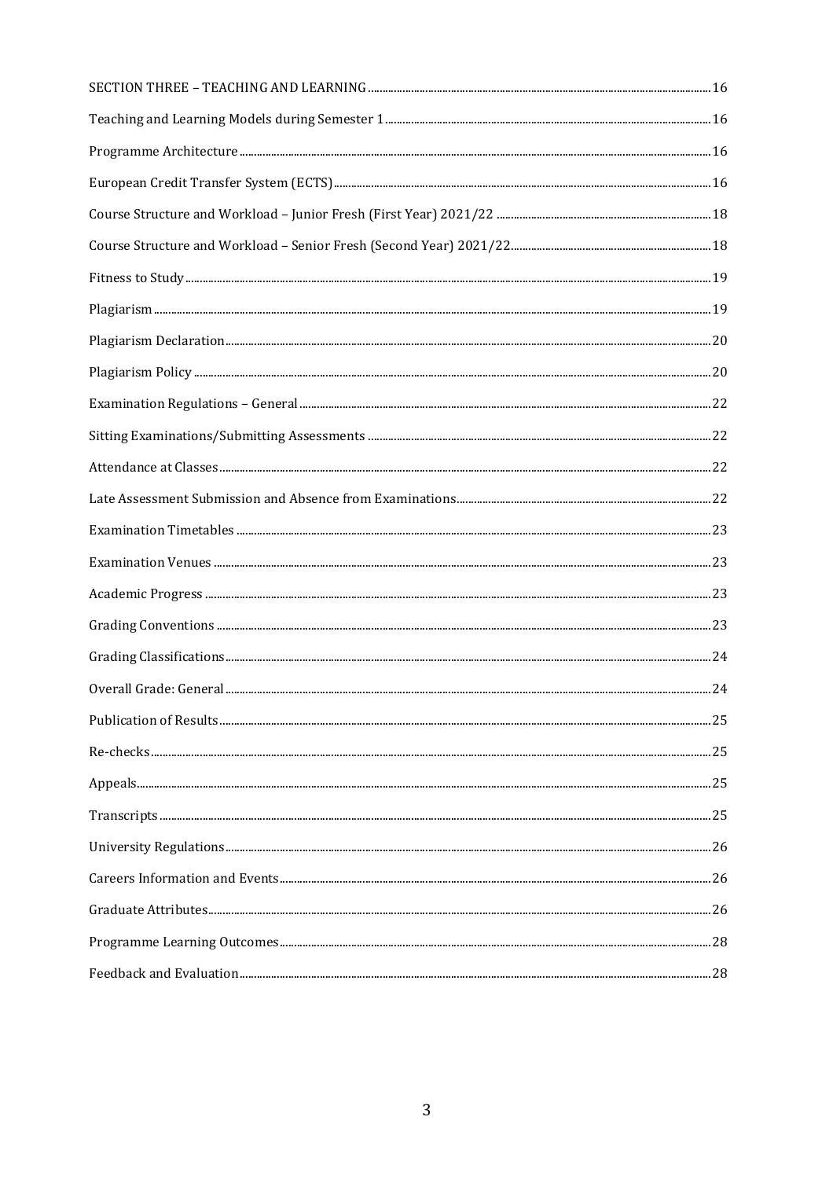SECTION THREE – TEACHING AND LEARNING ....... 16

Teaching and Learning Models during Semester 1 ....... 16

Programme Architecture ....... 16

European Credit Transfer System (ECTS) ....... 16

Course Structure and Workload – Junior Fresh (First Year) 2021/22 ....... 18

Course Structure and Workload – Senior Fresh (Second Year) 2021/22 ....... 18

Fitness to Study ....... 19

Plagiarism ....... 19

Plagiarism Declaration ....... 20

Plagiarism Policy ....... 20

Examination Regulations – General ....... 22

Sitting Examinations/Submitting Assessments ....... 22

Attendance at Classes ....... 22

Late Assessment Submission and Absence from Examinations ....... 22

Examination Timetables ....... 23

Examination Venues ....... 23

Academic Progress ....... 23

Grading Conventions ....... 23

Grading Classifications ....... 24

Overall Grade: General ....... 24

Publication of Results ....... 25

Re-checks ....... 25

Appeals ....... 25

Transcripts ....... 25

University Regulations ....... 26

Careers Information and Events ....... 26

Graduate Attributes ....... 26

Programme Learning Outcomes ....... 28

Feedback and Evaluation ....... 28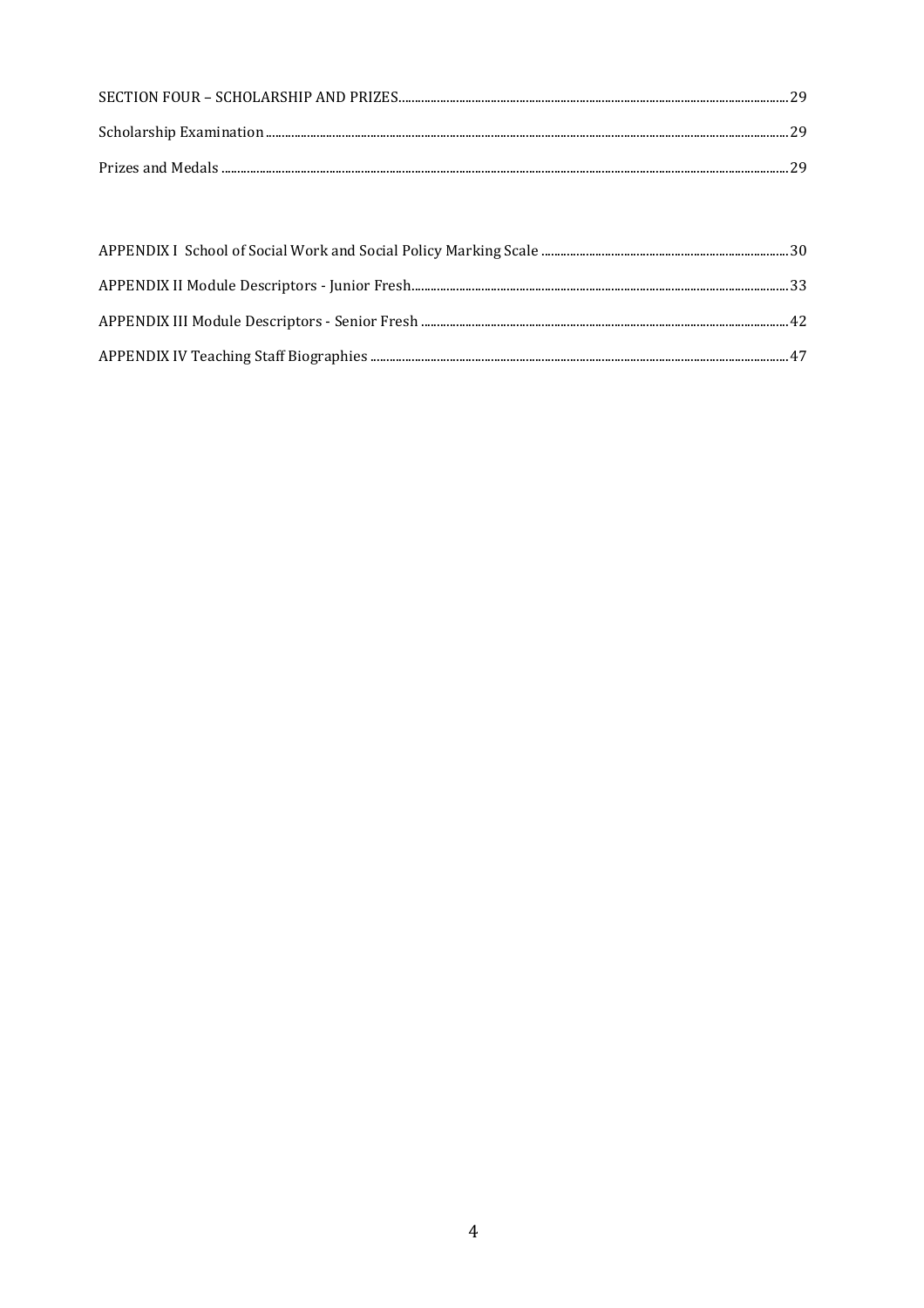SECTION FOUR – SCHOLARSHIP AND PRIZES........................................................................................................................29

Scholarship Examination.......................................................................................................................................................29

Prizes and Medals....................................................................................................................................................................29

APPENDIX I School of Social Work and Social Policy Marking Scale...........................................................................30

APPENDIX II Module Descriptors - Junior Fresh..................................................................................................................33

APPENDIX III Module Descriptors - Senior Fresh................................................................................................................42

APPENDIX IV Teaching Staff Biographies.................................................................................................................................47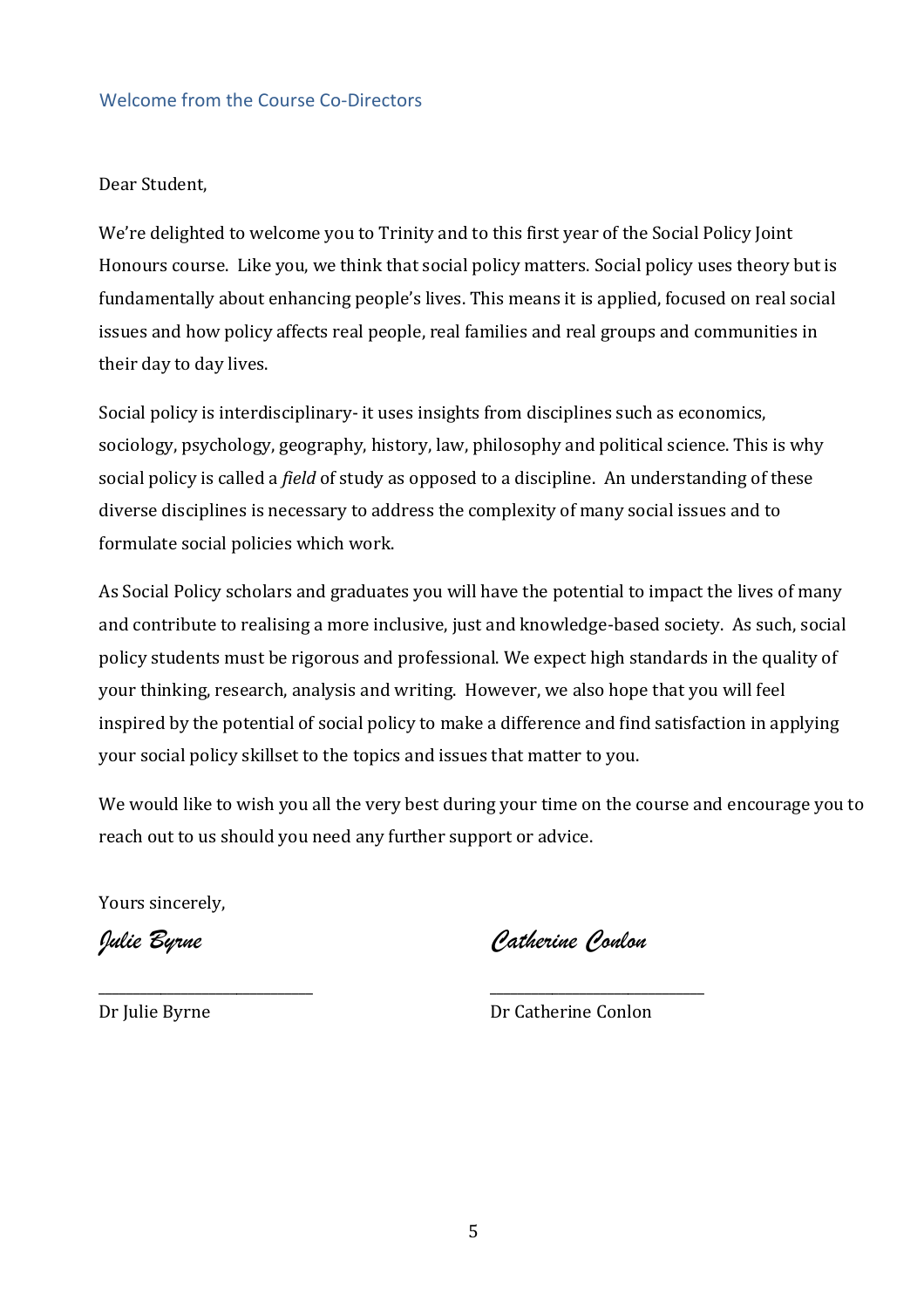## Welcome from the Course Co-Directors

Dear Student,

We're delighted to welcome you to Trinity and to this first year of the Social Policy Joint Honours course. Like you, we think that social policy matters. Social policy uses theory but is fundamentally about enhancing people's lives. This means it is applied, focused on real social issues and how policy affects real people, real families and real groups and communities in their day to day lives.

Social policy is interdisciplinary- it uses insights from disciplines such as economics, sociology, psychology, geography, history, law, philosophy and political science. This is why social policy is called a *field* of study as opposed to a discipline. An understanding of these diverse disciplines is necessary to address the complexity of many social issues and to formulate social policies which work.

As Social Policy scholars and graduates you will have the potential to impact the lives of many and contribute to realising a more inclusive, just and knowledge-based society. As such, social policy students must be rigorous and professional. We expect high standards in the quality of your thinking, research, analysis and writing. However, we also hope that you will feel inspired by the potential of social policy to make a difference and find satisfaction in applying your social policy skillset to the topics and issues that matter to you.

We would like to wish you all the very best during your time on the course and encourage you to reach out to us should you need any further support or advice.

Yours sincerely,

*Julie Byrne*

Dr Julie Byrne

*Catherine Conlon*

Dr Catherine Conlon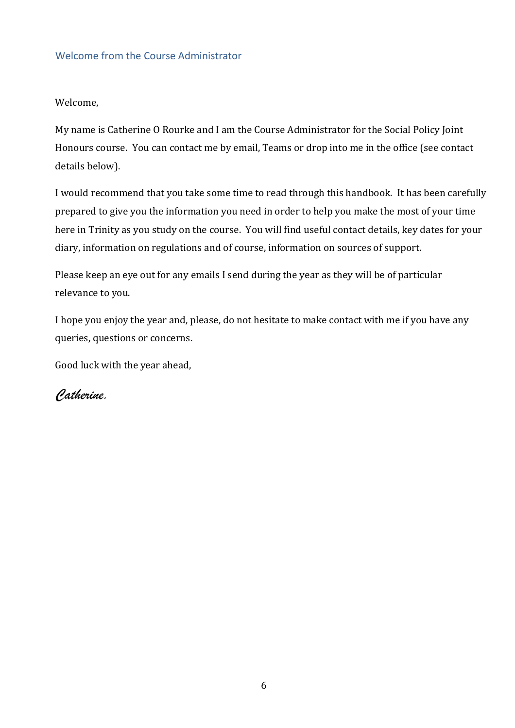## Welcome from the Course Administrator

Welcome,

My name is Catherine O Rourke and I am the Course Administrator for the Social Policy Joint Honours course. You can contact me by email, Teams or drop into me in the office (see contact details below).

I would recommend that you take some time to read through this handbook. It has been carefully prepared to give you the information you need in order to help you make the most of your time here in Trinity as you study on the course. You will find useful contact details, key dates for your diary, information on regulations and of course, information on sources of support.

Please keep an eye out for any emails I send during the year as they will be of particular relevance to you.

I hope you enjoy the year and, please, do not hesitate to make contact with me if you have any queries, questions or concerns.

Good luck with the year ahead,

*Catherine.*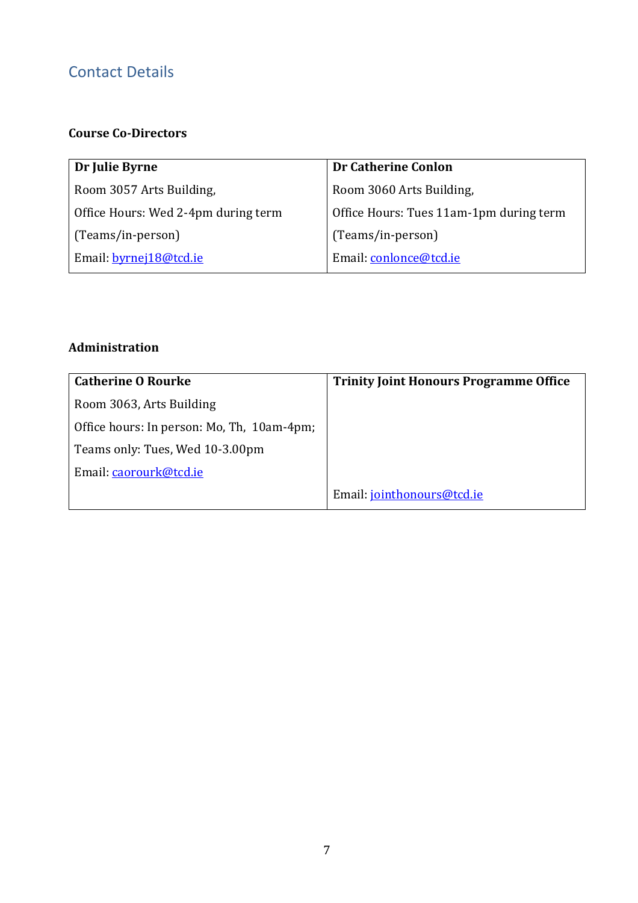## Contact Details

### Course Co-Directors

| Dr Julie Byrne | Dr Catherine Conlon |
|---|---|
| Room 3057 Arts Building,<br>Office Hours: Wed 2-4pm during term (Teams/in-person)<br>Email: byrnej18@tcd.ie | Room 3060 Arts Building,<br>Office Hours: Tues 11am-1pm during term (Teams/in-person)<br>Email: conlonce@tcd.ie |

### Administration

| Catherine O Rourke | Trinity Joint Honours Programme Office |
|---|---|
| Room 3063, Arts Building<br>Office hours: In person: Mo, Th, 10am-4pm;<br>Teams only: Tues, Wed 10-3.00pm<br>Email: caorourk@tcd.ie | Email: jointhonours@tcd.ie |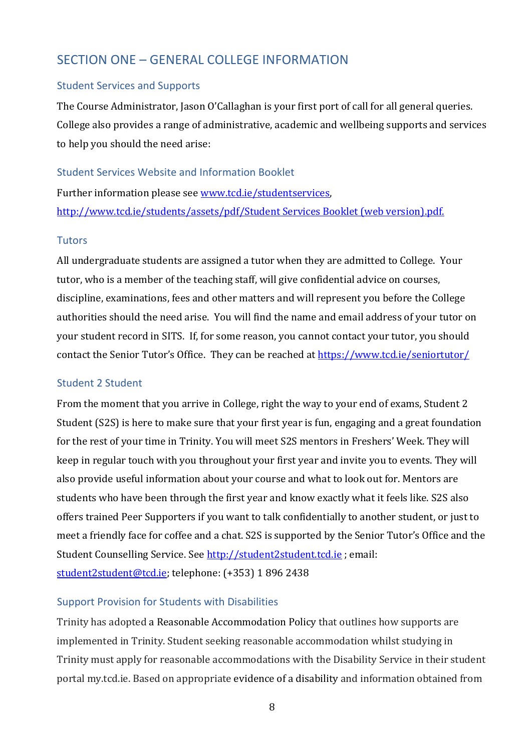# SECTION ONE – GENERAL COLLEGE INFORMATION

## Student Services and Supports

The Course Administrator, Jason O'Callaghan is your first port of call for all general queries. College also provides a range of administrative, academic and wellbeing supports and services to help you should the need arise:

### Student Services Website and Information Booklet

Further information please see [www.tcd.ie/studentservices](www.tcd.ie/studentservices), [http://www.tcd.ie/students/assets/pdf/Student Services Booklet (web version).pdf.](http://www.tcd.ie/students/assets/pdf/Student Services Booklet (web version).pdf)

### Tutors

All undergraduate students are assigned a tutor when they are admitted to College. Your tutor, who is a member of the teaching staff, will give confidential advice on courses, discipline, examinations, fees and other matters and will represent you before the College authorities should the need arise. You will find the name and email address of your tutor on your student record in SITS. If, for some reason, you cannot contact your tutor, you should contact the Senior Tutor's Office. They can be reached at [https://www.tcd.ie/seniortutor/](https://www.tcd.ie/seniortutor/)

### Student 2 Student

From the moment that you arrive in College, right the way to your end of exams, Student 2 Student (S2S) is here to make sure that your first year is fun, engaging and a great foundation for the rest of your time in Trinity. You will meet S2S mentors in Freshers' Week. They will keep in regular touch with you throughout your first year and invite you to events. They will also provide useful information about your course and what to look out for. Mentors are students who have been through the first year and know exactly what it feels like. S2S also offers trained Peer Supporters if you want to talk confidentially to another student, or just to meet a friendly face for coffee and a chat. S2S is supported by the Senior Tutor's Office and the Student Counselling Service. See [http://student2student.tcd.ie](http://student2student.tcd.ie) ; email: [student2student@tcd.ie](mailto:student2student@tcd.ie); telephone: (+353) 1 896 2438

### Support Provision for Students with Disabilities

Trinity has adopted a Reasonable Accommodation Policy that outlines how supports are implemented in Trinity. Student seeking reasonable accommodation whilst studying in Trinity must apply for reasonable accommodations with the Disability Service in their student portal my.tcd.ie. Based on appropriate evidence of a disability and information obtained from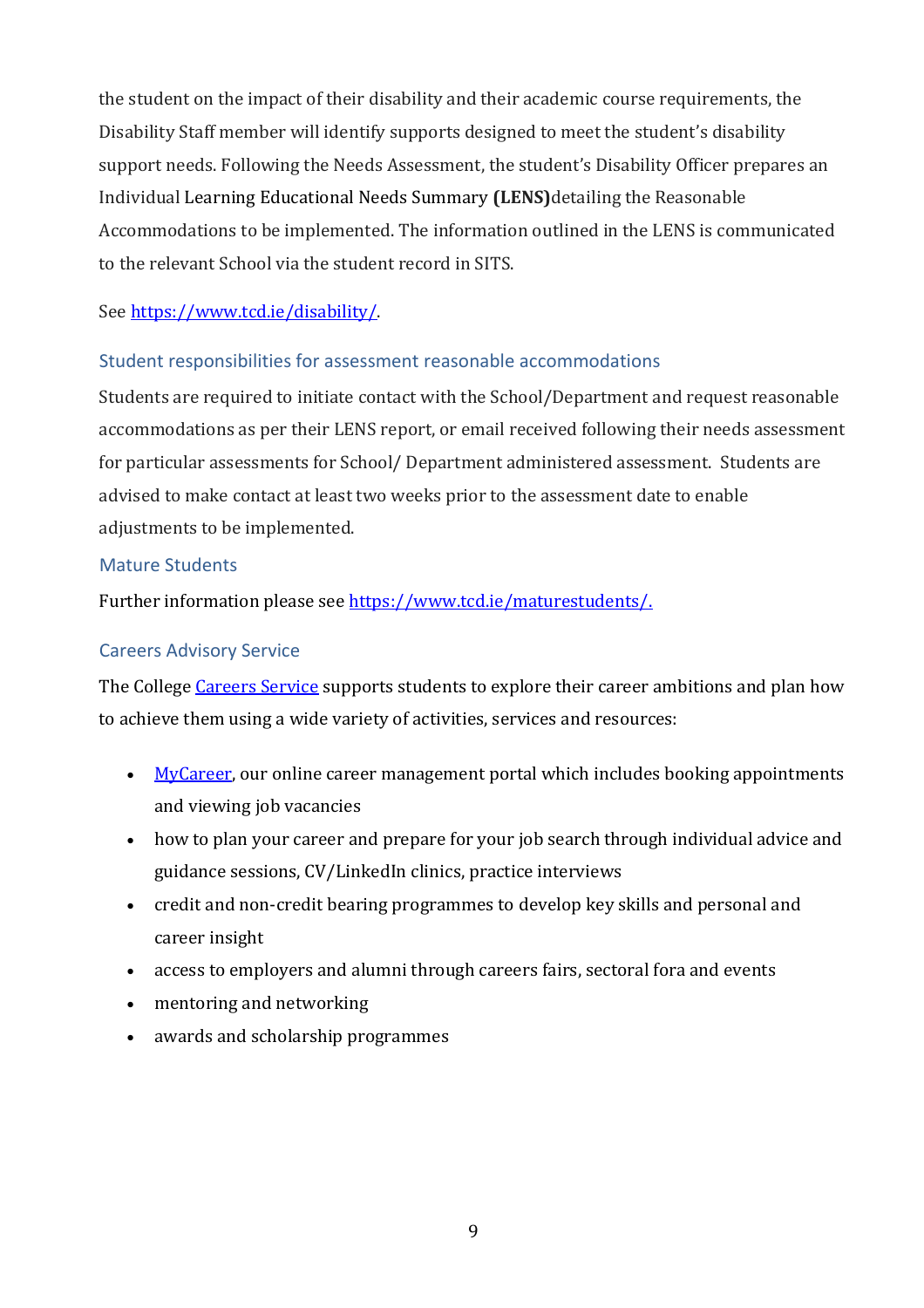the student on the impact of their disability and their academic course requirements, the Disability Staff member will identify supports designed to meet the student's disability support needs. Following the Needs Assessment, the student's Disability Officer prepares an Individual Learning Educational Needs Summary **(LENS)**detailing the Reasonable Accommodations to be implemented. The information outlined in the LENS is communicated to the relevant School via the student record in SITS.

See [https://www.tcd.ie/disability/](https://www.tcd.ie/disability/).

### Student responsibilities for assessment reasonable accommodations

Students are required to initiate contact with the School/Department and request reasonable accommodations as per their LENS report, or email received following their needs assessment for particular assessments for School/ Department administered assessment. Students are advised to make contact at least two weeks prior to the assessment date to enable adjustments to be implemented.

### Mature Students

Further information please see [https://www.tcd.ie/maturestudents/.](https://www.tcd.ie/maturestudents/)

### Careers Advisory Service

The College [Careers Service](#) supports students to explore their career ambitions and plan how to achieve them using a wide variety of activities, services and resources:

- [MyCareer](#), our online career management portal which includes booking appointments and viewing job vacancies
- how to plan your career and prepare for your job search through individual advice and guidance sessions, CV/LinkedIn clinics, practice interviews
- credit and non-credit bearing programmes to develop key skills and personal and career insight
- access to employers and alumni through careers fairs, sectoral fora and events
- mentoring and networking
- awards and scholarship programmes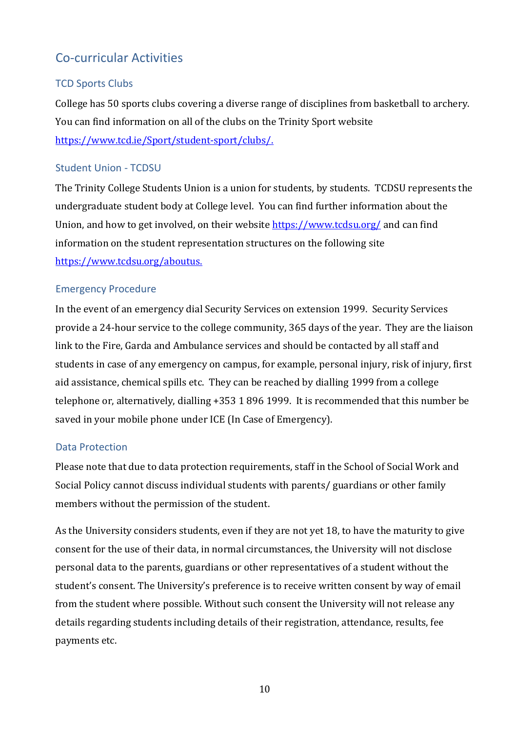## Co-curricular Activities

### TCD Sports Clubs

College has 50 sports clubs covering a diverse range of disciplines from basketball to archery. You can find information on all of the clubs on the Trinity Sport website https://www.tcd.ie/Sport/student-sport/clubs/.

### Student Union - TCDSU

The Trinity College Students Union is a union for students, by students. TCDSU represents the undergraduate student body at College level. You can find further information about the Union, and how to get involved, on their website https://www.tcdsu.org/ and can find information on the student representation structures on the following site https://www.tcdsu.org/aboutus.

### Emergency Procedure

In the event of an emergency dial Security Services on extension 1999. Security Services provide a 24-hour service to the college community, 365 days of the year. They are the liaison link to the Fire, Garda and Ambulance services and should be contacted by all staff and students in case of any emergency on campus, for example, personal injury, risk of injury, first aid assistance, chemical spills etc. They can be reached by dialling 1999 from a college telephone or, alternatively, dialling +353 1 896 1999. It is recommended that this number be saved in your mobile phone under ICE (In Case of Emergency).

### Data Protection

Please note that due to data protection requirements, staff in the School of Social Work and Social Policy cannot discuss individual students with parents/ guardians or other family members without the permission of the student.

As the University considers students, even if they are not yet 18, to have the maturity to give consent for the use of their data, in normal circumstances, the University will not disclose personal data to the parents, guardians or other representatives of a student without the student's consent. The University's preference is to receive written consent by way of email from the student where possible. Without such consent the University will not release any details regarding students including details of their registration, attendance, results, fee payments etc.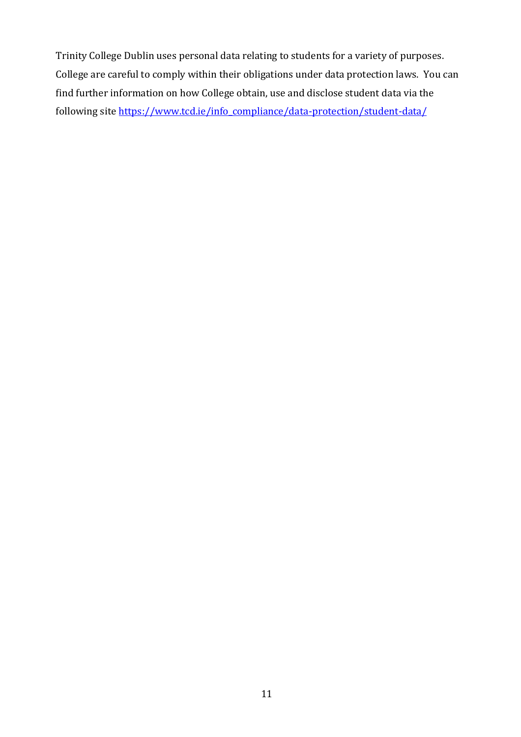Trinity College Dublin uses personal data relating to students for a variety of purposes. College are careful to comply within their obligations under data protection laws. You can find further information on how College obtain, use and disclose student data via the following site https://www.tcd.ie/info_compliance/data-protection/student-data/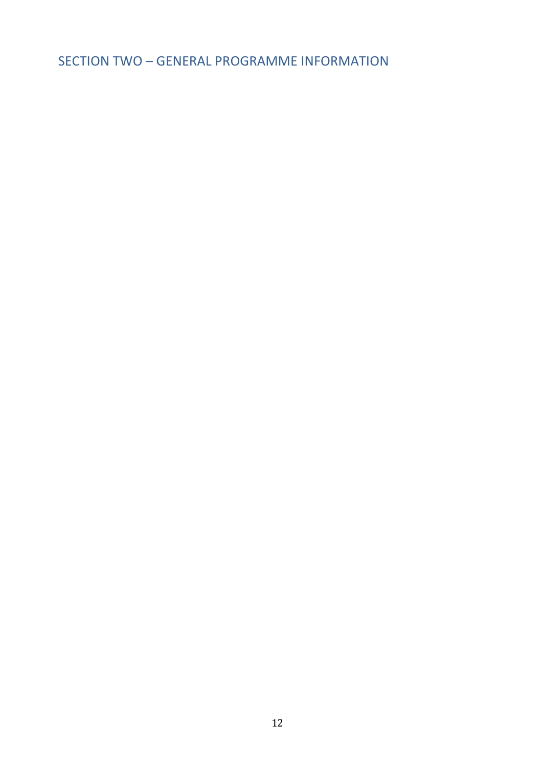# SECTION TWO – GENERAL PROGRAMME INFORMATION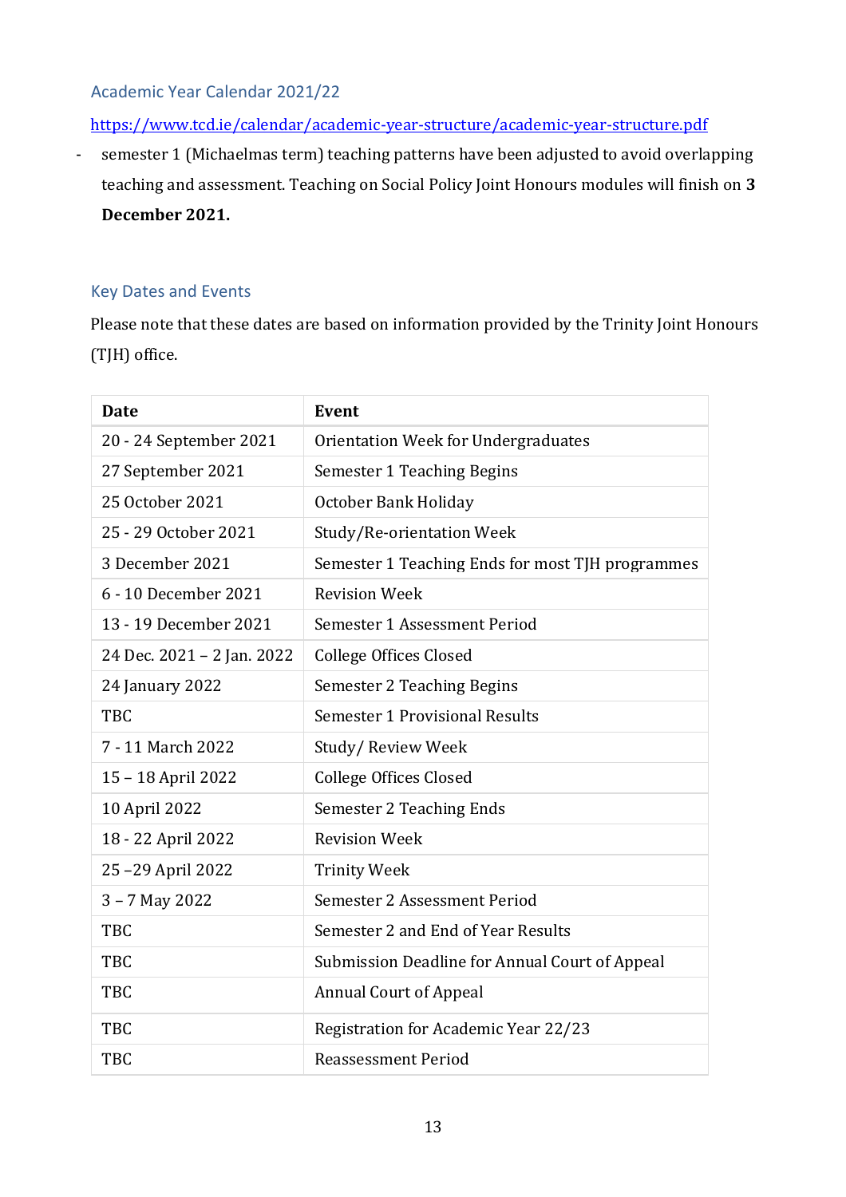## Academic Year Calendar 2021/22

https://www.tcd.ie/calendar/academic-year-structure/academic-year-structure.pdf

- semester 1 (Michaelmas term) teaching patterns have been adjusted to avoid overlapping teaching and assessment. Teaching on Social Policy Joint Honours modules will finish on **3 December 2021.**

## Key Dates and Events

Please note that these dates are based on information provided by the Trinity Joint Honours (TJH) office.

| Date | Event |
|---|---|
| 20 - 24 September 2021 | Orientation Week for Undergraduates |
| 27 September 2021 | Semester 1 Teaching Begins |
| 25 October 2021 | October Bank Holiday |
| 25 - 29 October 2021 | Study/Re-orientation Week |
| 3 December 2021 | Semester 1 Teaching Ends for most TJH programmes |
| 6 - 10 December 2021 | Revision Week |
| 13 - 19 December 2021 | Semester 1 Assessment Period |
| 24 Dec. 2021 – 2 Jan. 2022 | College Offices Closed |
| 24 January 2022 | Semester 2 Teaching Begins |
| TBC | Semester 1 Provisional Results |
| 7 - 11 March 2022 | Study/ Review Week |
| 15 – 18 April 2022 | College Offices Closed |
| 10 April 2022 | Semester 2 Teaching Ends |
| 18 - 22 April 2022 | Revision Week |
| 25 –29 April 2022 | Trinity Week |
| 3 – 7 May 2022 | Semester 2 Assessment Period |
| TBC | Semester 2 and End of Year Results |
| TBC | Submission Deadline for Annual Court of Appeal |
| TBC | Annual Court of Appeal |
| TBC | Registration for Academic Year 22/23 |
| TBC | Reassessment Period |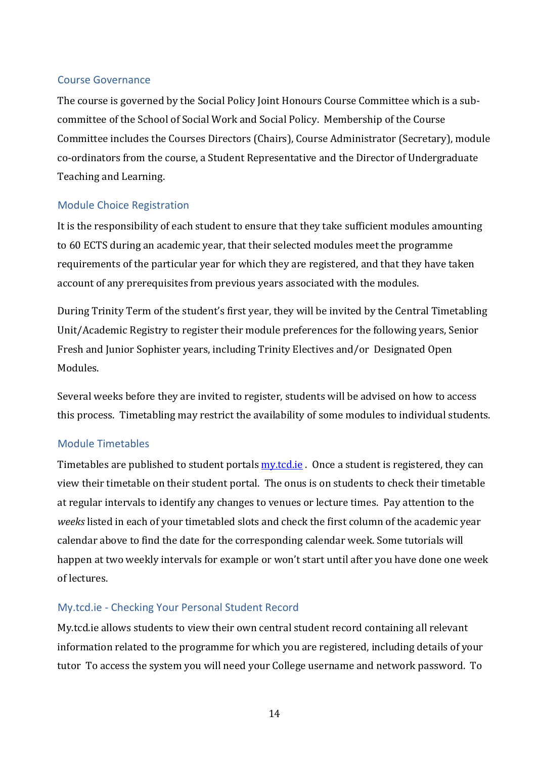## Course Governance

The course is governed by the Social Policy Joint Honours Course Committee which is a sub-committee of the School of Social Work and Social Policy. Membership of the Course Committee includes the Courses Directors (Chairs), Course Administrator (Secretary), module co-ordinators from the course, a Student Representative and the Director of Undergraduate Teaching and Learning.

## Module Choice Registration

It is the responsibility of each student to ensure that they take sufficient modules amounting to 60 ECTS during an academic year, that their selected modules meet the programme requirements of the particular year for which they are registered, and that they have taken account of any prerequisites from previous years associated with the modules.

During Trinity Term of the student's first year, they will be invited by the Central Timetabling Unit/Academic Registry to register their module preferences for the following years, Senior Fresh and Junior Sophister years, including Trinity Electives and/or Designated Open Modules.

Several weeks before they are invited to register, students will be advised on how to access this process. Timetabling may restrict the availability of some modules to individual students.

## Module Timetables

Timetables are published to student portals [my.tcd.ie](my.tcd.ie) . Once a student is registered, they can view their timetable on their student portal. The onus is on students to check their timetable at regular intervals to identify any changes to venues or lecture times. Pay attention to the *weeks* listed in each of your timetabled slots and check the first column of the academic year calendar above to find the date for the corresponding calendar week. Some tutorials will happen at two weekly intervals for example or won't start until after you have done one week of lectures.

## My.tcd.ie - Checking Your Personal Student Record

My.tcd.ie allows students to view their own central student record containing all relevant information related to the programme for which you are registered, including details of your tutor To access the system you will need your College username and network password. To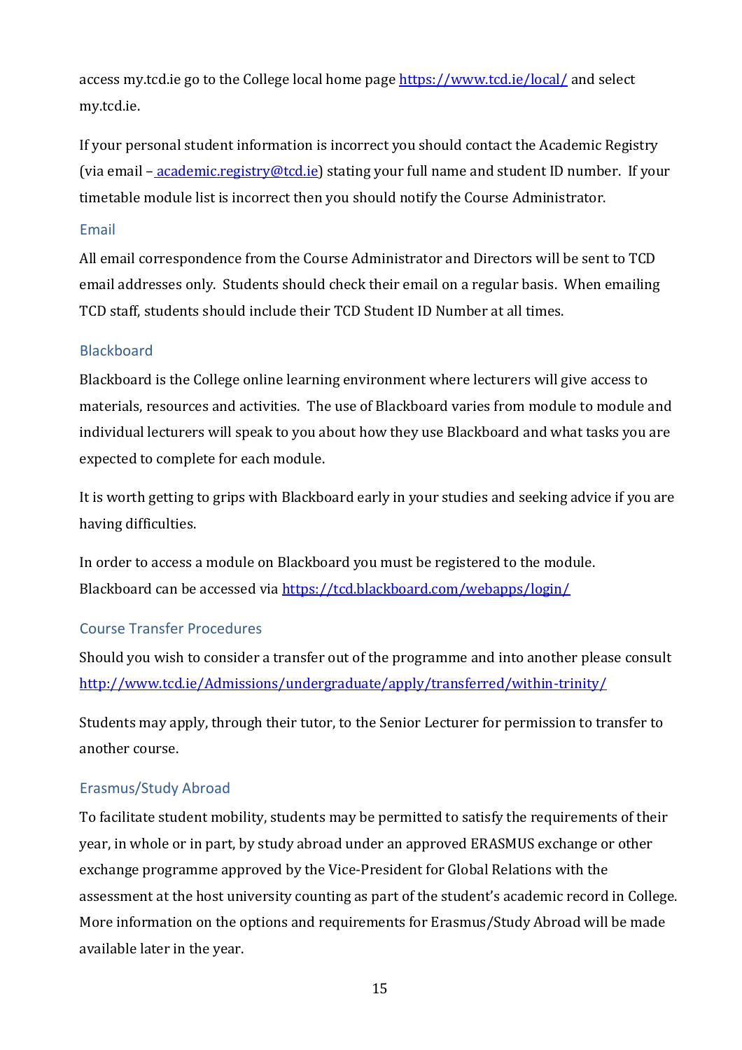access my.tcd.ie go to the College local home page https://www.tcd.ie/local/ and select my.tcd.ie.

If your personal student information is incorrect you should contact the Academic Registry (via email – academic.registry@tcd.ie) stating your full name and student ID number. If your timetable module list is incorrect then you should notify the Course Administrator.

### Email

All email correspondence from the Course Administrator and Directors will be sent to TCD email addresses only. Students should check their email on a regular basis. When emailing TCD staff, students should include their TCD Student ID Number at all times.

### Blackboard

Blackboard is the College online learning environment where lecturers will give access to materials, resources and activities. The use of Blackboard varies from module to module and individual lecturers will speak to you about how they use Blackboard and what tasks you are expected to complete for each module.

It is worth getting to grips with Blackboard early in your studies and seeking advice if you are having difficulties.

In order to access a module on Blackboard you must be registered to the module. Blackboard can be accessed via https://tcd.blackboard.com/webapps/login/

### Course Transfer Procedures

Should you wish to consider a transfer out of the programme and into another please consult http://www.tcd.ie/Admissions/undergraduate/apply/transferred/within-trinity/

Students may apply, through their tutor, to the Senior Lecturer for permission to transfer to another course.

### Erasmus/Study Abroad

To facilitate student mobility, students may be permitted to satisfy the requirements of their year, in whole or in part, by study abroad under an approved ERASMUS exchange or other exchange programme approved by the Vice-President for Global Relations with the assessment at the host university counting as part of the student's academic record in College. More information on the options and requirements for Erasmus/Study Abroad will be made available later in the year.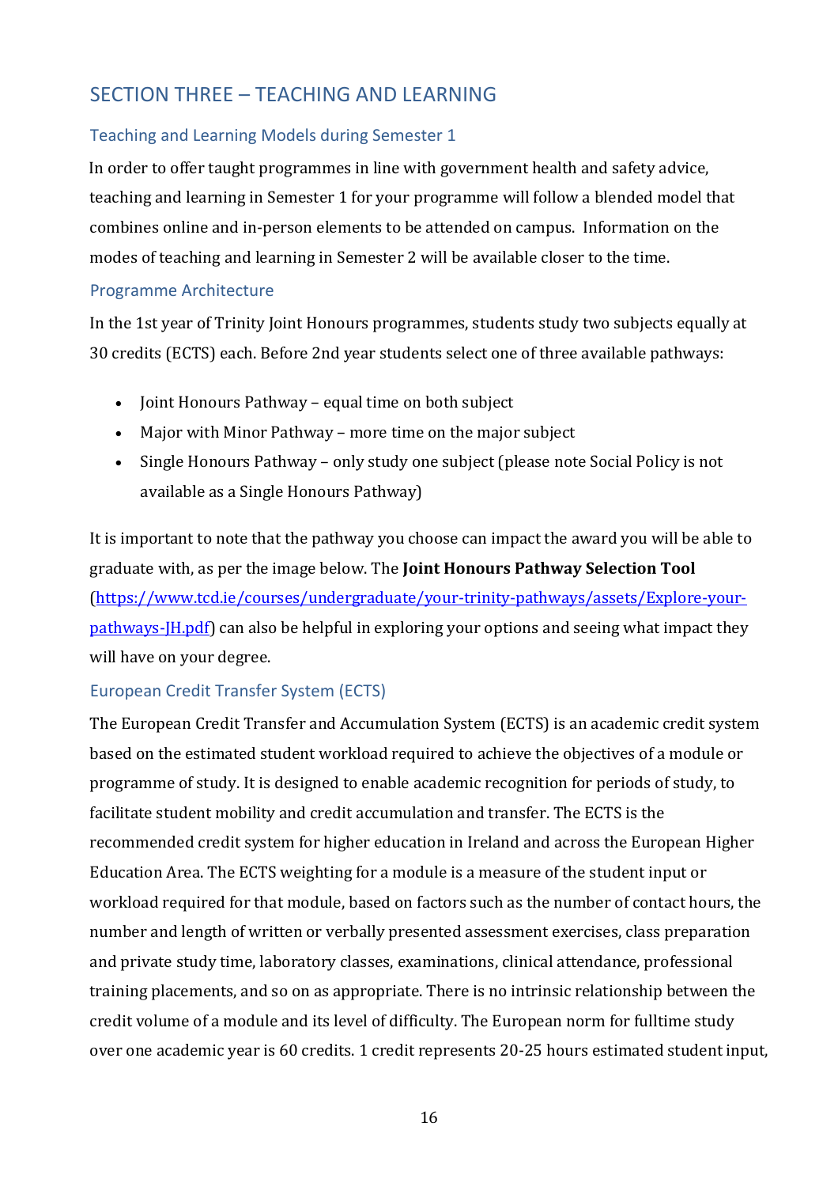## SECTION THREE – TEACHING AND LEARNING

### Teaching and Learning Models during Semester 1

In order to offer taught programmes in line with government health and safety advice, teaching and learning in Semester 1 for your programme will follow a blended model that combines online and in-person elements to be attended on campus. Information on the modes of teaching and learning in Semester 2 will be available closer to the time.

### Programme Architecture

In the 1st year of Trinity Joint Honours programmes, students study two subjects equally at 30 credits (ECTS) each. Before 2nd year students select one of three available pathways:

- Joint Honours Pathway – equal time on both subject
- Major with Minor Pathway – more time on the major subject
- Single Honours Pathway – only study one subject (please note Social Policy is not available as a Single Honours Pathway)

It is important to note that the pathway you choose can impact the award you will be able to graduate with, as per the image below. The **Joint Honours Pathway Selection Tool** ([https://www.tcd.ie/courses/undergraduate/your-trinity-pathways/assets/Explore-your-pathways-JH.pdf](https://www.tcd.ie/courses/undergraduate/your-trinity-pathways/assets/Explore-your-pathways-JH.pdf)) can also be helpful in exploring your options and seeing what impact they will have on your degree.

### European Credit Transfer System (ECTS)

The European Credit Transfer and Accumulation System (ECTS) is an academic credit system based on the estimated student workload required to achieve the objectives of a module or programme of study. It is designed to enable academic recognition for periods of study, to facilitate student mobility and credit accumulation and transfer. The ECTS is the recommended credit system for higher education in Ireland and across the European Higher Education Area. The ECTS weighting for a module is a measure of the student input or workload required for that module, based on factors such as the number of contact hours, the number and length of written or verbally presented assessment exercises, class preparation and private study time, laboratory classes, examinations, clinical attendance, professional training placements, and so on as appropriate. There is no intrinsic relationship between the credit volume of a module and its level of difficulty. The European norm for fulltime study over one academic year is 60 credits. 1 credit represents 20-25 hours estimated student input,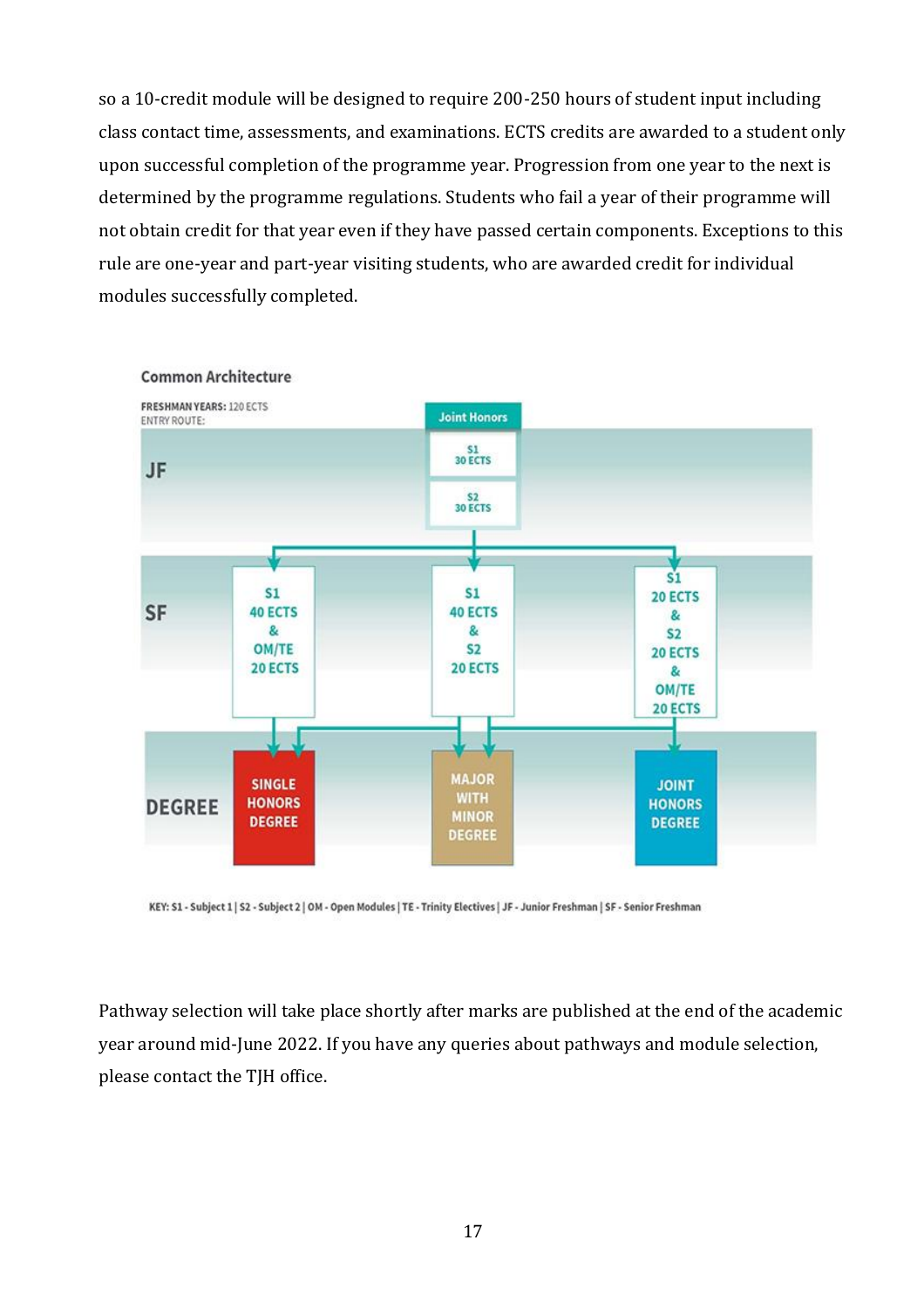so a 10-credit module will be designed to require 200-250 hours of student input including class contact time, assessments, and examinations. ECTS credits are awarded to a student only upon successful completion of the programme year. Progression from one year to the next is determined by the programme regulations. Students who fail a year of their programme will not obtain credit for that year even if they have passed certain components. Exceptions to this rule are one-year and part-year visiting students, who are awarded credit for individual modules successfully completed.

**Common Architecture**

FRESHMAN YEARS: 120 ECTS
ENTRY ROUTE: Joint Honors

| | | | |
|---|---|---|---|
| **JF** | | S1 30 ECTS; S2 30 ECTS | |
| **SF** | S1 40 ECTS & OM/TE 20 ECTS | S1 40 ECTS & S2 20 ECTS | S1 20 ECTS & S2 20 ECTS & OM/TE 20 ECTS |
| **DEGREE** | SINGLE HONORS DEGREE | MAJOR WITH MINOR DEGREE | JOINT HONORS DEGREE |

KEY: S1 - Subject 1 | S2 - Subject 2 | OM - Open Modules | TE - Trinity Electives | JF - Junior Freshman | SF - Senior Freshman

Pathway selection will take place shortly after marks are published at the end of the academic year around mid-June 2022. If you have any queries about pathways and module selection, please contact the TJH office.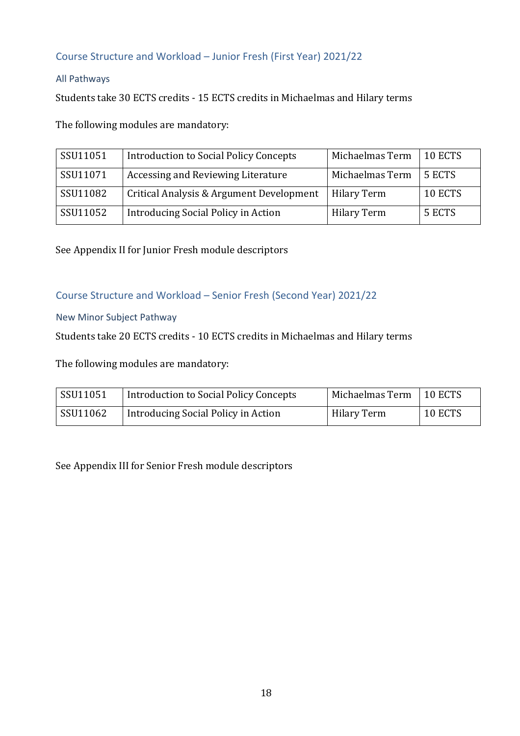## Course Structure and Workload – Junior Fresh (First Year) 2021/22

### All Pathways

Students take 30 ECTS credits - 15 ECTS credits in Michaelmas and Hilary terms

The following modules are mandatory:

| | | | |
|---|---|---|---|
| SSU11051 | Introduction to Social Policy Concepts | Michaelmas Term | 10 ECTS |
| SSU11071 | Accessing and Reviewing Literature | Michaelmas Term | 5 ECTS |
| SSU11082 | Critical Analysis & Argument Development | Hilary Term | 10 ECTS |
| SSU11052 | Introducing Social Policy in Action | Hilary Term | 5 ECTS |

See Appendix II for Junior Fresh module descriptors

## Course Structure and Workload – Senior Fresh (Second Year) 2021/22

### New Minor Subject Pathway

Students take 20 ECTS credits - 10 ECTS credits in Michaelmas and Hilary terms

The following modules are mandatory:

| | | | |
|---|---|---|---|
| SSU11051 | Introduction to Social Policy Concepts | Michaelmas Term | 10 ECTS |
| SSU11062 | Introducing Social Policy in Action | Hilary Term | 10 ECTS |

See Appendix III for Senior Fresh module descriptors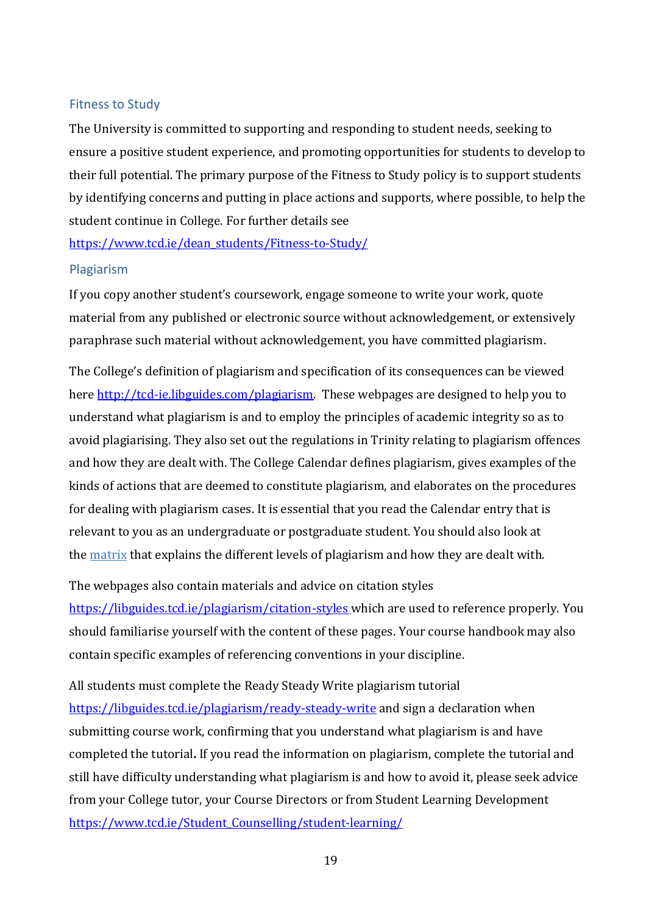## Fitness to Study

The University is committed to supporting and responding to student needs, seeking to ensure a positive student experience, and promoting opportunities for students to develop to their full potential. The primary purpose of the Fitness to Study policy is to support students by identifying concerns and putting in place actions and supports, where possible, to help the student continue in College. For further details see https://www.tcd.ie/dean_students/Fitness-to-Study/

## Plagiarism

If you copy another student's coursework, engage someone to write your work, quote material from any published or electronic source without acknowledgement, or extensively paraphrase such material without acknowledgement, you have committed plagiarism.

The College's definition of plagiarism and specification of its consequences can be viewed here http://tcd-ie.libguides.com/plagiarism. These webpages are designed to help you to understand what plagiarism is and to employ the principles of academic integrity so as to avoid plagiarising. They also set out the regulations in Trinity relating to plagiarism offences and how they are dealt with. The College Calendar defines plagiarism, gives examples of the kinds of actions that are deemed to constitute plagiarism, and elaborates on the procedures for dealing with plagiarism cases. It is essential that you read the Calendar entry that is relevant to you as an undergraduate or postgraduate student. You should also look at the matrix that explains the different levels of plagiarism and how they are dealt with.

The webpages also contain materials and advice on citation styles https://libguides.tcd.ie/plagiarism/citation-styles which are used to reference properly. You should familiarise yourself with the content of these pages. Your course handbook may also contain specific examples of referencing conventions in your discipline.

All students must complete the Ready Steady Write plagiarism tutorial https://libguides.tcd.ie/plagiarism/ready-steady-write and sign a declaration when submitting course work, confirming that you understand what plagiarism is and have completed the tutorial. If you read the information on plagiarism, complete the tutorial and still have difficulty understanding what plagiarism is and how to avoid it, please seek advice from your College tutor, your Course Directors or from Student Learning Development https://www.tcd.ie/Student_Counselling/student-learning/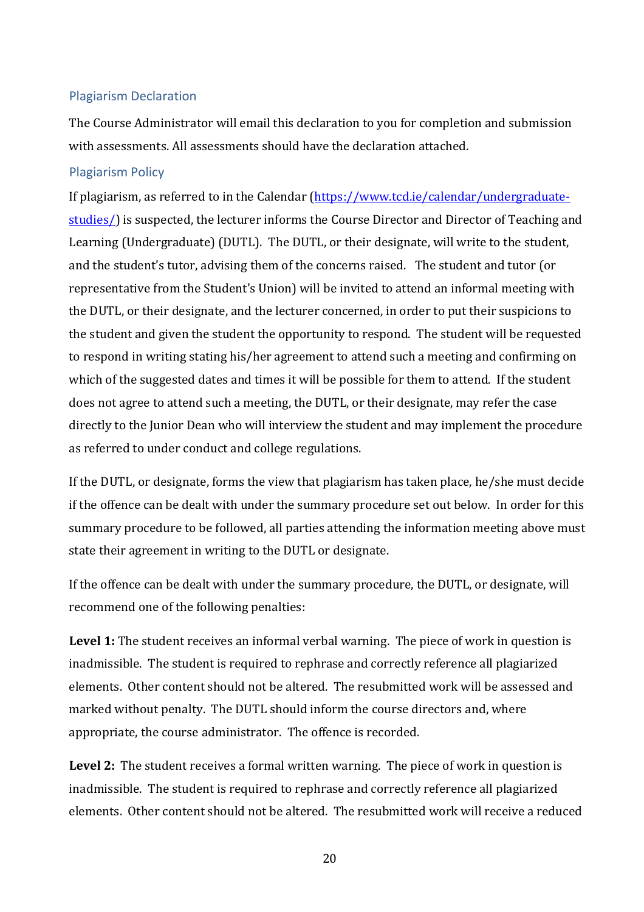## Plagiarism Declaration

The Course Administrator will email this declaration to you for completion and submission with assessments. All assessments should have the declaration attached.

## Plagiarism Policy

If plagiarism, as referred to in the Calendar (https://www.tcd.ie/calendar/undergraduate-studies/) is suspected, the lecturer informs the Course Director and Director of Teaching and Learning (Undergraduate) (DUTL). The DUTL, or their designate, will write to the student, and the student's tutor, advising them of the concerns raised. The student and tutor (or representative from the Student's Union) will be invited to attend an informal meeting with the DUTL, or their designate, and the lecturer concerned, in order to put their suspicions to the student and given the student the opportunity to respond. The student will be requested to respond in writing stating his/her agreement to attend such a meeting and confirming on which of the suggested dates and times it will be possible for them to attend. If the student does not agree to attend such a meeting, the DUTL, or their designate, may refer the case directly to the Junior Dean who will interview the student and may implement the procedure as referred to under conduct and college regulations.

If the DUTL, or designate, forms the view that plagiarism has taken place, he/she must decide if the offence can be dealt with under the summary procedure set out below. In order for this summary procedure to be followed, all parties attending the information meeting above must state their agreement in writing to the DUTL or designate.

If the offence can be dealt with under the summary procedure, the DUTL, or designate, will recommend one of the following penalties:

**Level 1:** The student receives an informal verbal warning. The piece of work in question is inadmissible. The student is required to rephrase and correctly reference all plagiarized elements. Other content should not be altered. The resubmitted work will be assessed and marked without penalty. The DUTL should inform the course directors and, where appropriate, the course administrator. The offence is recorded.

**Level 2:** The student receives a formal written warning. The piece of work in question is inadmissible. The student is required to rephrase and correctly reference all plagiarized elements. Other content should not be altered. The resubmitted work will receive a reduced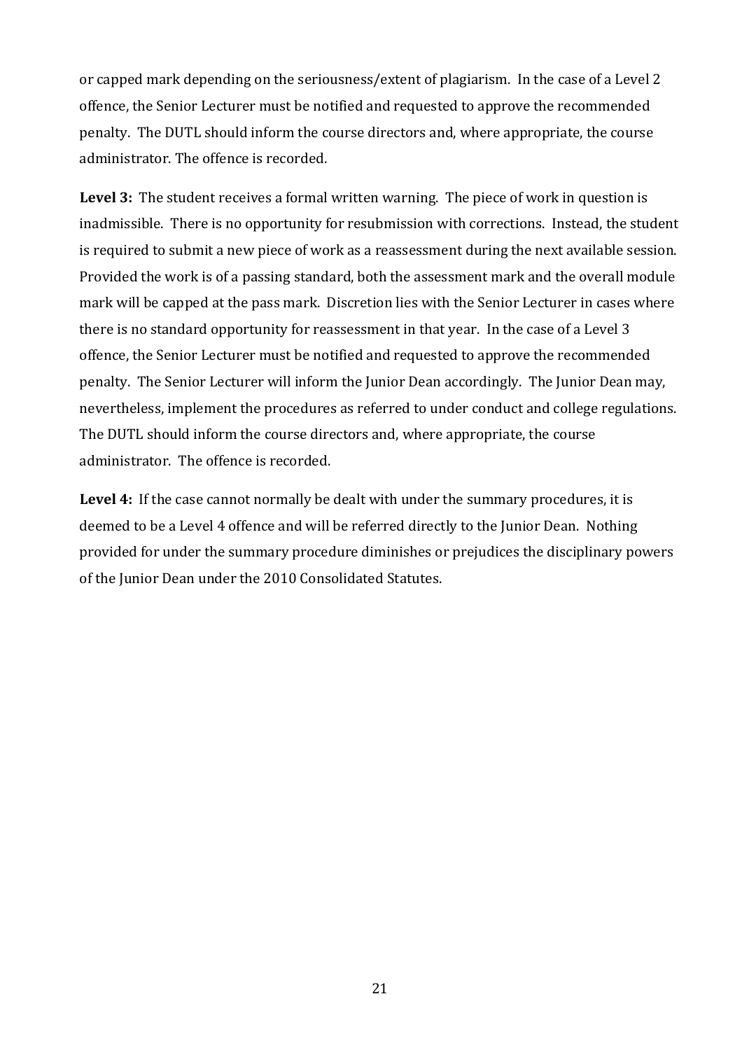or capped mark depending on the seriousness/extent of plagiarism. In the case of a Level 2 offence, the Senior Lecturer must be notified and requested to approve the recommended penalty. The DUTL should inform the course directors and, where appropriate, the course administrator. The offence is recorded.

**Level 3:** The student receives a formal written warning. The piece of work in question is inadmissible. There is no opportunity for resubmission with corrections. Instead, the student is required to submit a new piece of work as a reassessment during the next available session. Provided the work is of a passing standard, both the assessment mark and the overall module mark will be capped at the pass mark. Discretion lies with the Senior Lecturer in cases where there is no standard opportunity for reassessment in that year. In the case of a Level 3 offence, the Senior Lecturer must be notified and requested to approve the recommended penalty. The Senior Lecturer will inform the Junior Dean accordingly. The Junior Dean may, nevertheless, implement the procedures as referred to under conduct and college regulations. The DUTL should inform the course directors and, where appropriate, the course administrator. The offence is recorded.

**Level 4:** If the case cannot normally be dealt with under the summary procedures, it is deemed to be a Level 4 offence and will be referred directly to the Junior Dean. Nothing provided for under the summary procedure diminishes or prejudices the disciplinary powers of the Junior Dean under the 2010 Consolidated Statutes.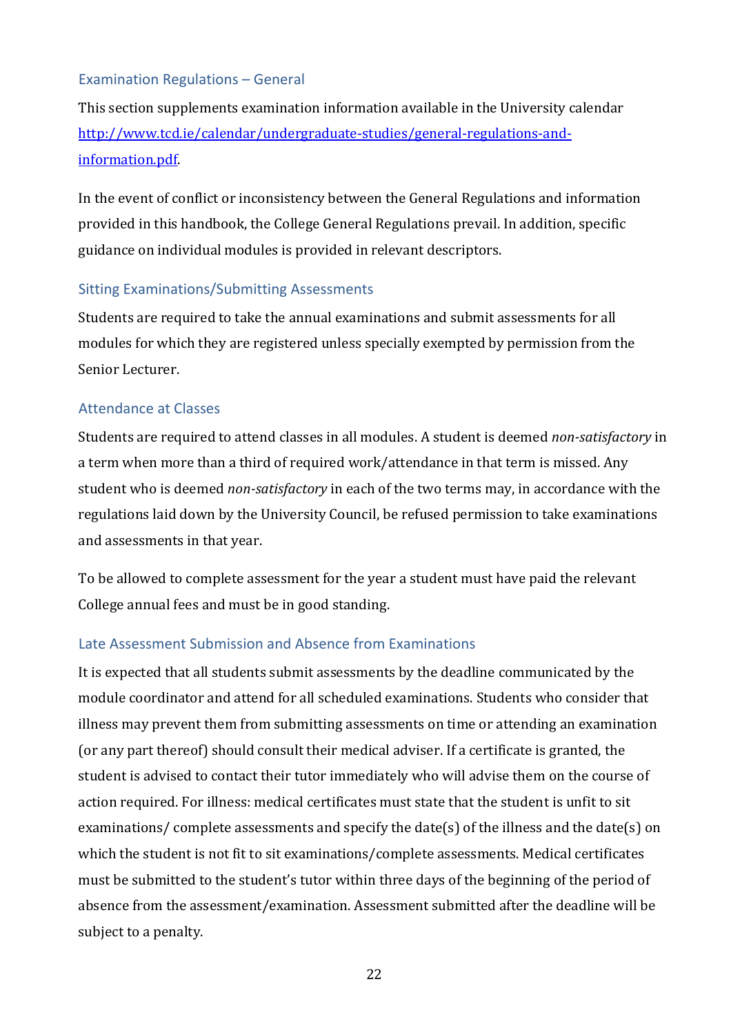## Examination Regulations – General

This section supplements examination information available in the University calendar [http://www.tcd.ie/calendar/undergraduate-studies/general-regulations-and-information.pdf](http://www.tcd.ie/calendar/undergraduate-studies/general-regulations-and-information.pdf).

In the event of conflict or inconsistency between the General Regulations and information provided in this handbook, the College General Regulations prevail. In addition, specific guidance on individual modules is provided in relevant descriptors.

## Sitting Examinations/Submitting Assessments

Students are required to take the annual examinations and submit assessments for all modules for which they are registered unless specially exempted by permission from the Senior Lecturer.

## Attendance at Classes

Students are required to attend classes in all modules. A student is deemed *non-satisfactory* in a term when more than a third of required work/attendance in that term is missed. Any student who is deemed *non-satisfactory* in each of the two terms may, in accordance with the regulations laid down by the University Council, be refused permission to take examinations and assessments in that year.

To be allowed to complete assessment for the year a student must have paid the relevant College annual fees and must be in good standing.

## Late Assessment Submission and Absence from Examinations

It is expected that all students submit assessments by the deadline communicated by the module coordinator and attend for all scheduled examinations. Students who consider that illness may prevent them from submitting assessments on time or attending an examination (or any part thereof) should consult their medical adviser. If a certificate is granted, the student is advised to contact their tutor immediately who will advise them on the course of action required. For illness: medical certificates must state that the student is unfit to sit examinations/ complete assessments and specify the date(s) of the illness and the date(s) on which the student is not fit to sit examinations/complete assessments. Medical certificates must be submitted to the student's tutor within three days of the beginning of the period of absence from the assessment/examination. Assessment submitted after the deadline will be subject to a penalty.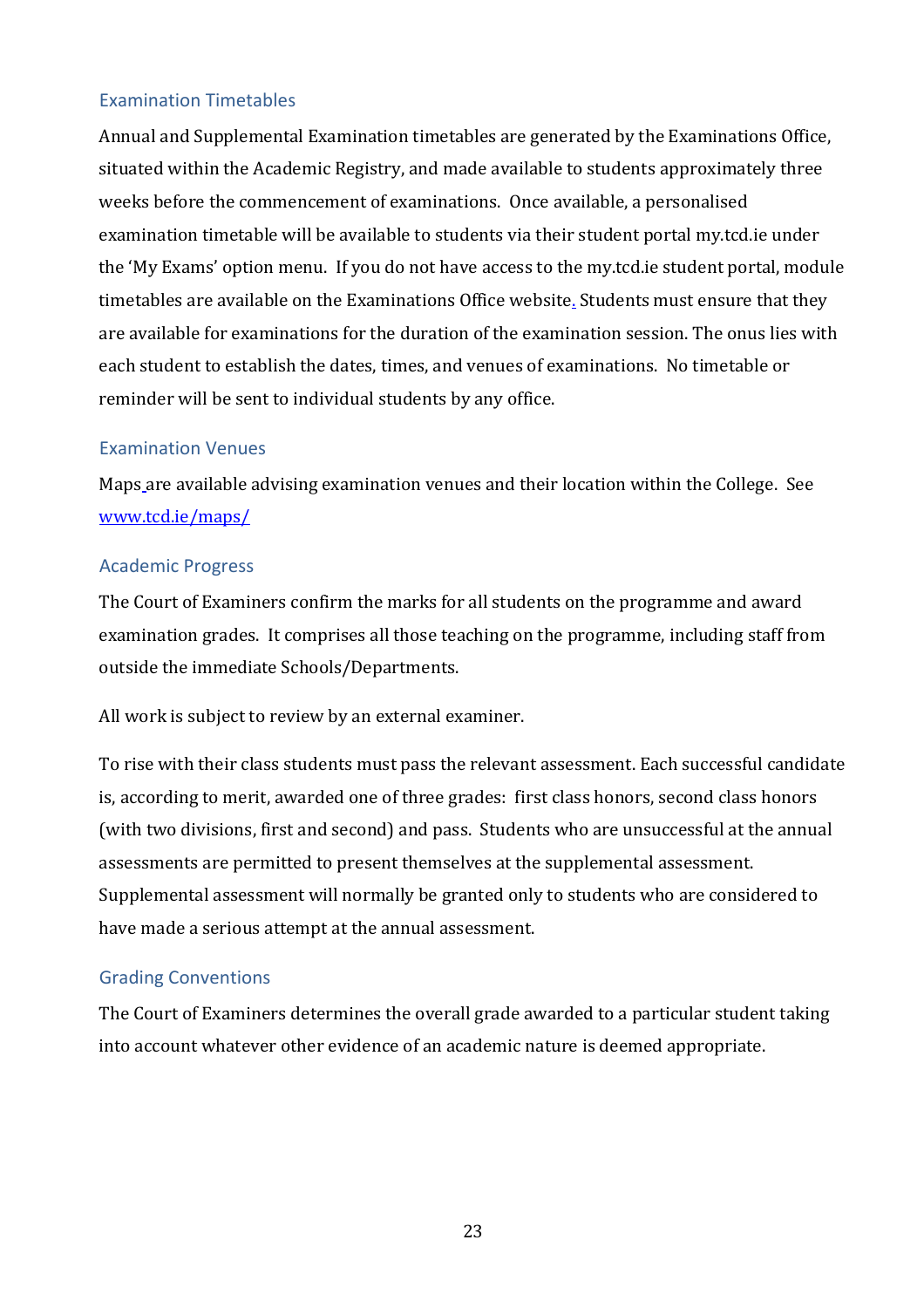## Examination Timetables

Annual and Supplemental Examination timetables are generated by the Examinations Office, situated within the Academic Registry, and made available to students approximately three weeks before the commencement of examinations. Once available, a personalised examination timetable will be available to students via their student portal my.tcd.ie under the 'My Exams' option menu. If you do not have access to the my.tcd.ie student portal, module timetables are available on the Examinations Office website. Students must ensure that they are available for examinations for the duration of the examination session. The onus lies with each student to establish the dates, times, and venues of examinations. No timetable or reminder will be sent to individual students by any office.

## Examination Venues

Maps are available advising examination venues and their location within the College. See [www.tcd.ie/maps/](www.tcd.ie/maps/)

## Academic Progress

The Court of Examiners confirm the marks for all students on the programme and award examination grades. It comprises all those teaching on the programme, including staff from outside the immediate Schools/Departments.

All work is subject to review by an external examiner.

To rise with their class students must pass the relevant assessment. Each successful candidate is, according to merit, awarded one of three grades: first class honors, second class honors (with two divisions, first and second) and pass. Students who are unsuccessful at the annual assessments are permitted to present themselves at the supplemental assessment. Supplemental assessment will normally be granted only to students who are considered to have made a serious attempt at the annual assessment.

## Grading Conventions

The Court of Examiners determines the overall grade awarded to a particular student taking into account whatever other evidence of an academic nature is deemed appropriate.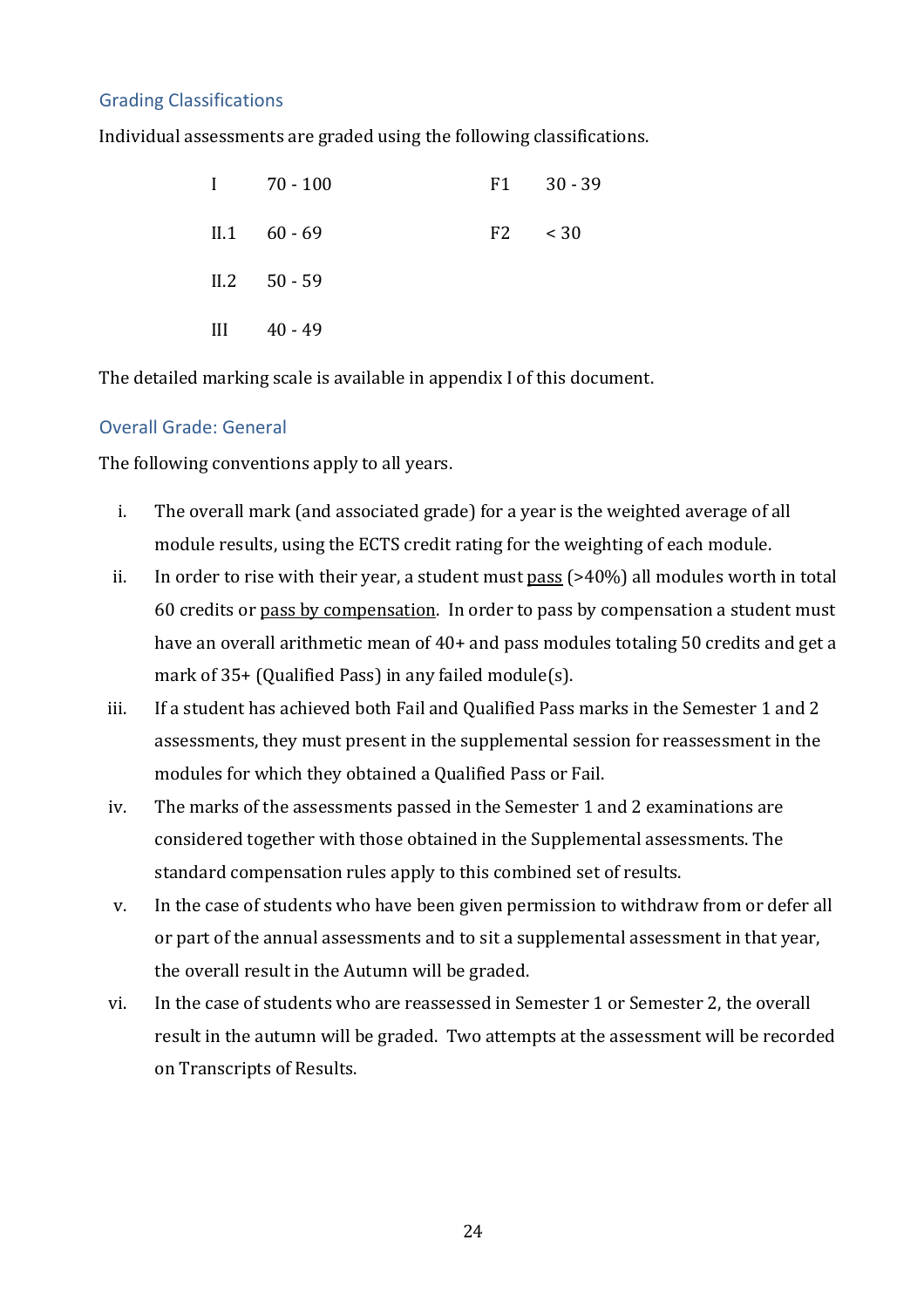## Grading Classifications

Individual assessments are graded using the following classifications.

| | | | |
|---|---|---|---|
| I | 70 - 100 | F1 | 30 - 39 |
| II.1 | 60 - 69 | F2 | < 30 |
| II.2 | 50 - 59 | | |
| III | 40 - 49 | | |

The detailed marking scale is available in appendix I of this document.

## Overall Grade: General

The following conventions apply to all years.

i. The overall mark (and associated grade) for a year is the weighted average of all module results, using the ECTS credit rating for the weighting of each module.

ii. In order to rise with their year, a student must pass (>40%) all modules worth in total 60 credits or pass by compensation. In order to pass by compensation a student must have an overall arithmetic mean of 40+ and pass modules totaling 50 credits and get a mark of 35+ (Qualified Pass) in any failed module(s).

iii. If a student has achieved both Fail and Qualified Pass marks in the Semester 1 and 2 assessments, they must present in the supplemental session for reassessment in the modules for which they obtained a Qualified Pass or Fail.

iv. The marks of the assessments passed in the Semester 1 and 2 examinations are considered together with those obtained in the Supplemental assessments. The standard compensation rules apply to this combined set of results.

v. In the case of students who have been given permission to withdraw from or defer all or part of the annual assessments and to sit a supplemental assessment in that year, the overall result in the Autumn will be graded.

vi. In the case of students who are reassessed in Semester 1 or Semester 2, the overall result in the autumn will be graded. Two attempts at the assessment will be recorded on Transcripts of Results.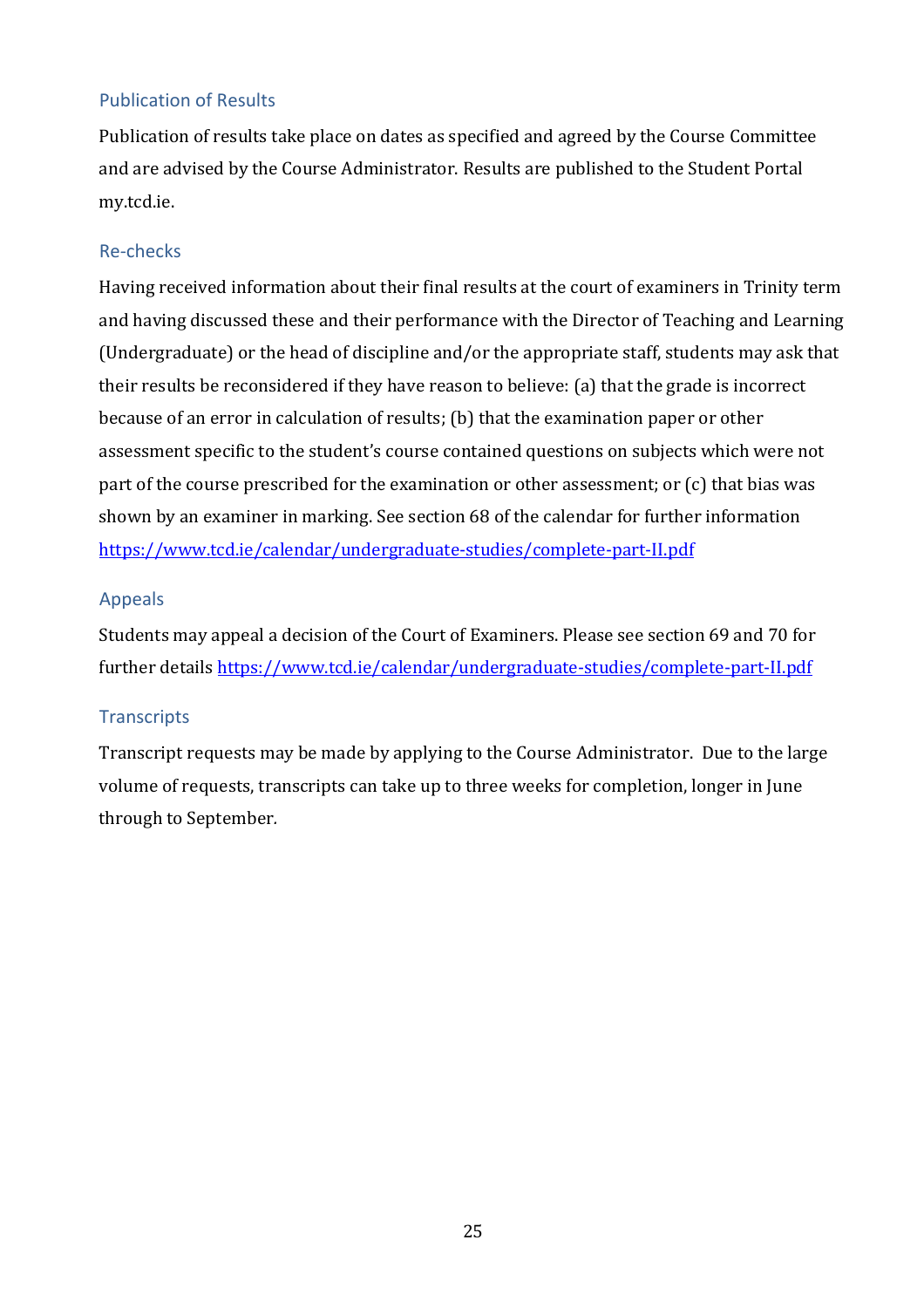## Publication of Results

Publication of results take place on dates as specified and agreed by the Course Committee and are advised by the Course Administrator. Results are published to the Student Portal my.tcd.ie.

## Re-checks

Having received information about their final results at the court of examiners in Trinity term and having discussed these and their performance with the Director of Teaching and Learning (Undergraduate) or the head of discipline and/or the appropriate staff, students may ask that their results be reconsidered if they have reason to believe: (a) that the grade is incorrect because of an error in calculation of results; (b) that the examination paper or other assessment specific to the student's course contained questions on subjects which were not part of the course prescribed for the examination or other assessment; or (c) that bias was shown by an examiner in marking. See section 68 of the calendar for further information https://www.tcd.ie/calendar/undergraduate-studies/complete-part-II.pdf

## Appeals

Students may appeal a decision of the Court of Examiners. Please see section 69 and 70 for further details https://www.tcd.ie/calendar/undergraduate-studies/complete-part-II.pdf

## Transcripts

Transcript requests may be made by applying to the Course Administrator. Due to the large volume of requests, transcripts can take up to three weeks for completion, longer in June through to September.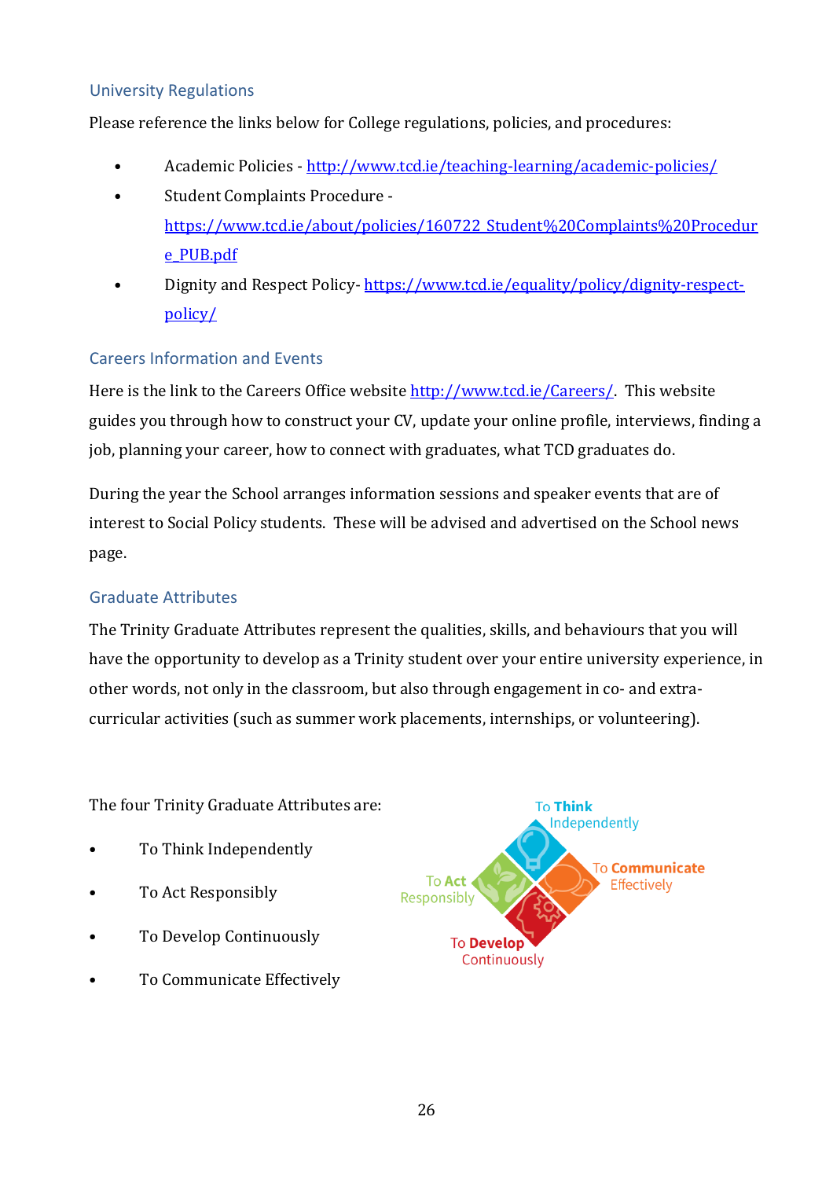## University Regulations

Please reference the links below for College regulations, policies, and procedures:

- Academic Policies - http://www.tcd.ie/teaching-learning/academic-policies/
- Student Complaints Procedure - https://www.tcd.ie/about/policies/160722_Student%20Complaints%20Procedure_PUB.pdf
- Dignity and Respect Policy- https://www.tcd.ie/equality/policy/dignity-respect-policy/

## Careers Information and Events

Here is the link to the Careers Office website http://www.tcd.ie/Careers/. This website guides you through how to construct your CV, update your online profile, interviews, finding a job, planning your career, how to connect with graduates, what TCD graduates do.

During the year the School arranges information sessions and speaker events that are of interest to Social Policy students. These will be advised and advertised on the School news page.

## Graduate Attributes

The Trinity Graduate Attributes represent the qualities, skills, and behaviours that you will have the opportunity to develop as a Trinity student over your entire university experience, in other words, not only in the classroom, but also through engagement in co- and extra-curricular activities (such as summer work placements, internships, or volunteering).

The four Trinity Graduate Attributes are:

- To Think Independently
- To Act Responsibly
- To Develop Continuously
- To Communicate Effectively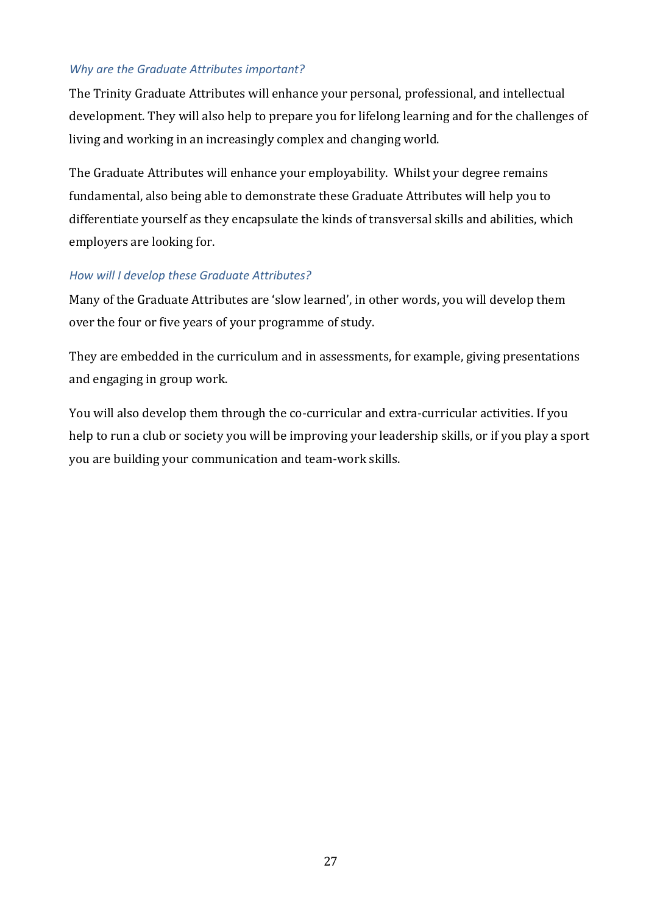### *Why are the Graduate Attributes important?*

The Trinity Graduate Attributes will enhance your personal, professional, and intellectual development. They will also help to prepare you for lifelong learning and for the challenges of living and working in an increasingly complex and changing world.

The Graduate Attributes will enhance your employability. Whilst your degree remains fundamental, also being able to demonstrate these Graduate Attributes will help you to differentiate yourself as they encapsulate the kinds of transversal skills and abilities, which employers are looking for.

### *How will I develop these Graduate Attributes?*

Many of the Graduate Attributes are 'slow learned', in other words, you will develop them over the four or five years of your programme of study.

They are embedded in the curriculum and in assessments, for example, giving presentations and engaging in group work.

You will also develop them through the co-curricular and extra-curricular activities. If you help to run a club or society you will be improving your leadership skills, or if you play a sport you are building your communication and team-work skills.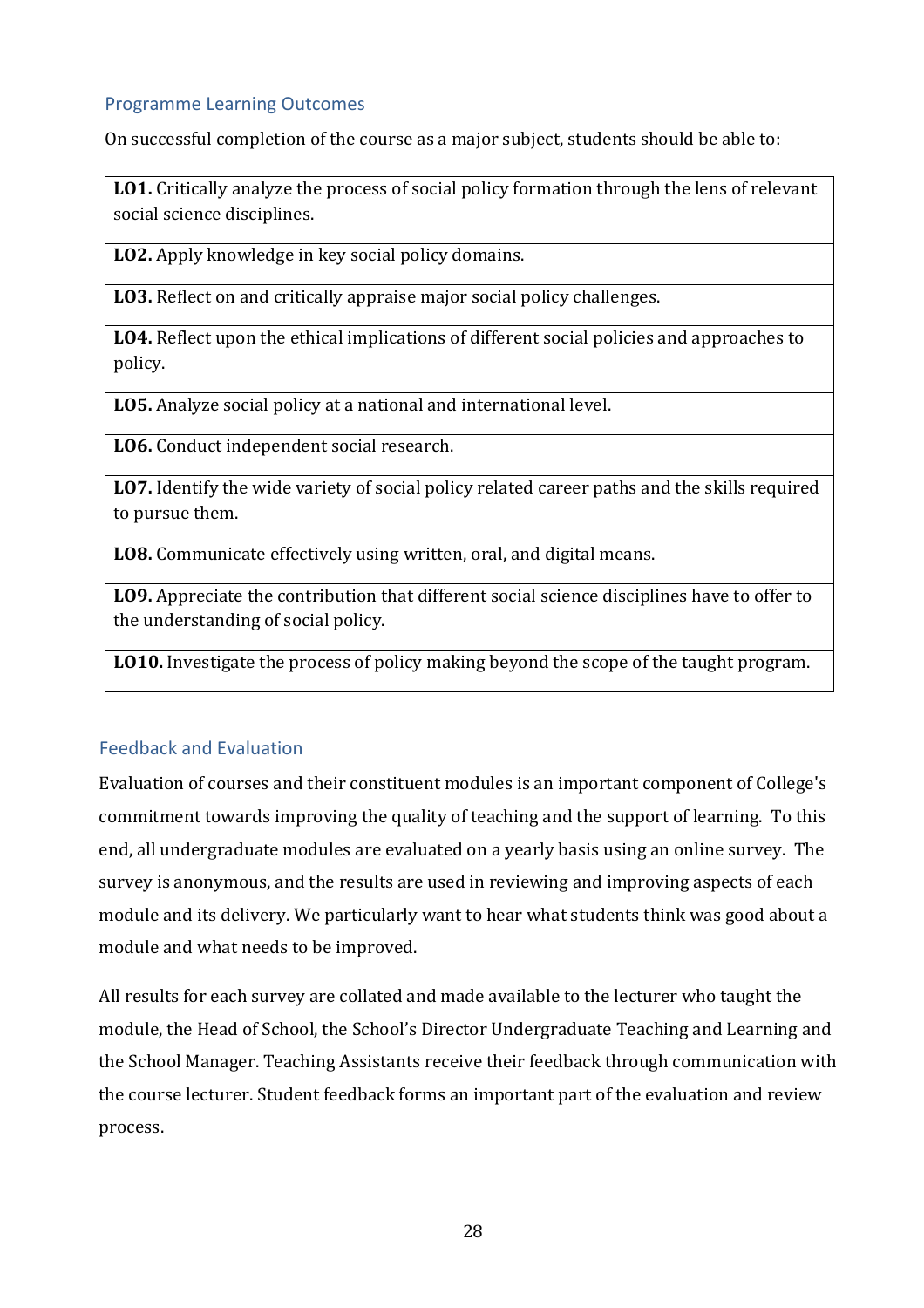## Programme Learning Outcomes

On successful completion of the course as a major subject, students should be able to:

| |
|---|
| **LO1.** Critically analyze the process of social policy formation through the lens of relevant social science disciplines. |
| **LO2.** Apply knowledge in key social policy domains. |
| **LO3.** Reflect on and critically appraise major social policy challenges. |
| **LO4.** Reflect upon the ethical implications of different social policies and approaches to policy. |
| **LO5.** Analyze social policy at a national and international level. |
| **LO6.** Conduct independent social research. |
| **LO7.** Identify the wide variety of social policy related career paths and the skills required to pursue them. |
| **LO8.** Communicate effectively using written, oral, and digital means. |
| **LO9.** Appreciate the contribution that different social science disciplines have to offer to the understanding of social policy. |
| **LO10.** Investigate the process of policy making beyond the scope of the taught program. |

## Feedback and Evaluation

Evaluation of courses and their constituent modules is an important component of College's commitment towards improving the quality of teaching and the support of learning. To this end, all undergraduate modules are evaluated on a yearly basis using an online survey. The survey is anonymous, and the results are used in reviewing and improving aspects of each module and its delivery. We particularly want to hear what students think was good about a module and what needs to be improved.

All results for each survey are collated and made available to the lecturer who taught the module, the Head of School, the School's Director Undergraduate Teaching and Learning and the School Manager. Teaching Assistants receive their feedback through communication with the course lecturer. Student feedback forms an important part of the evaluation and review process.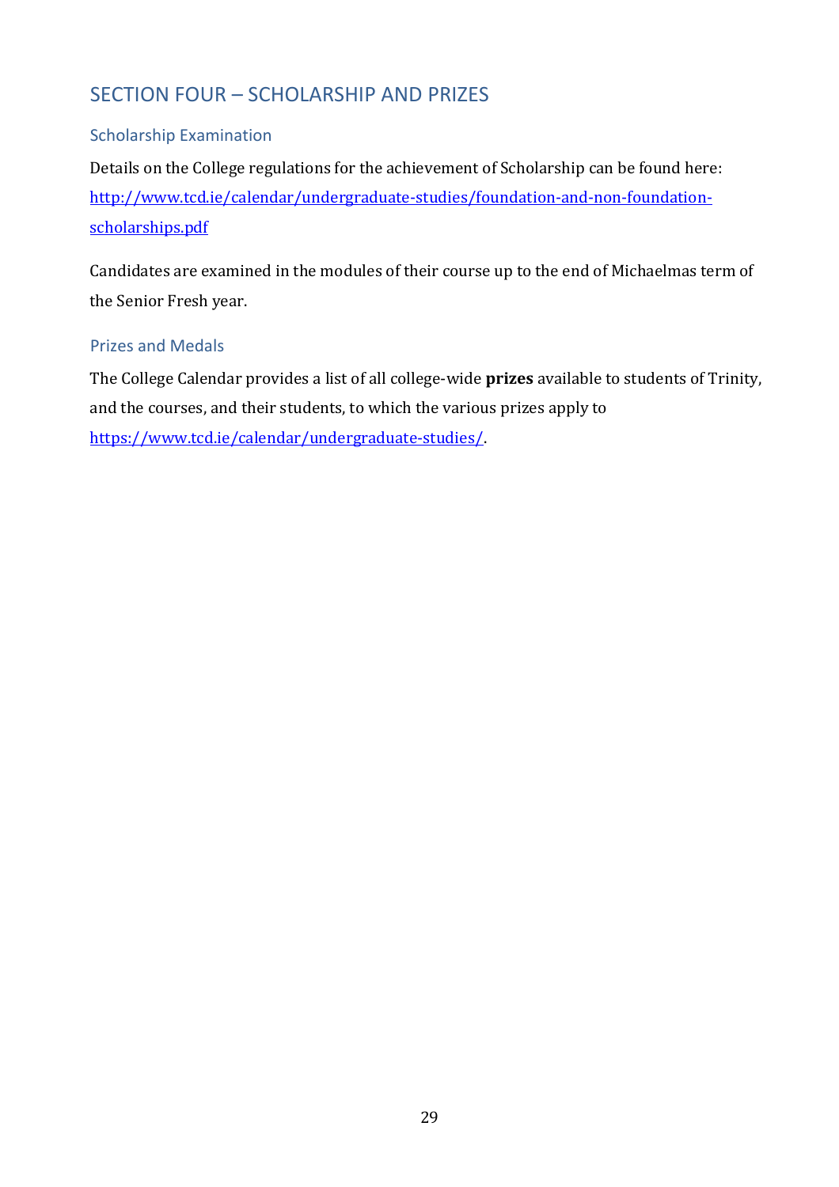## SECTION FOUR – SCHOLARSHIP AND PRIZES

### Scholarship Examination

Details on the College regulations for the achievement of Scholarship can be found here: http://www.tcd.ie/calendar/undergraduate-studies/foundation-and-non-foundation-scholarships.pdf

Candidates are examined in the modules of their course up to the end of Michaelmas term of the Senior Fresh year.

### Prizes and Medals

The College Calendar provides a list of all college-wide **prizes** available to students of Trinity, and the courses, and their students, to which the various prizes apply to https://www.tcd.ie/calendar/undergraduate-studies/.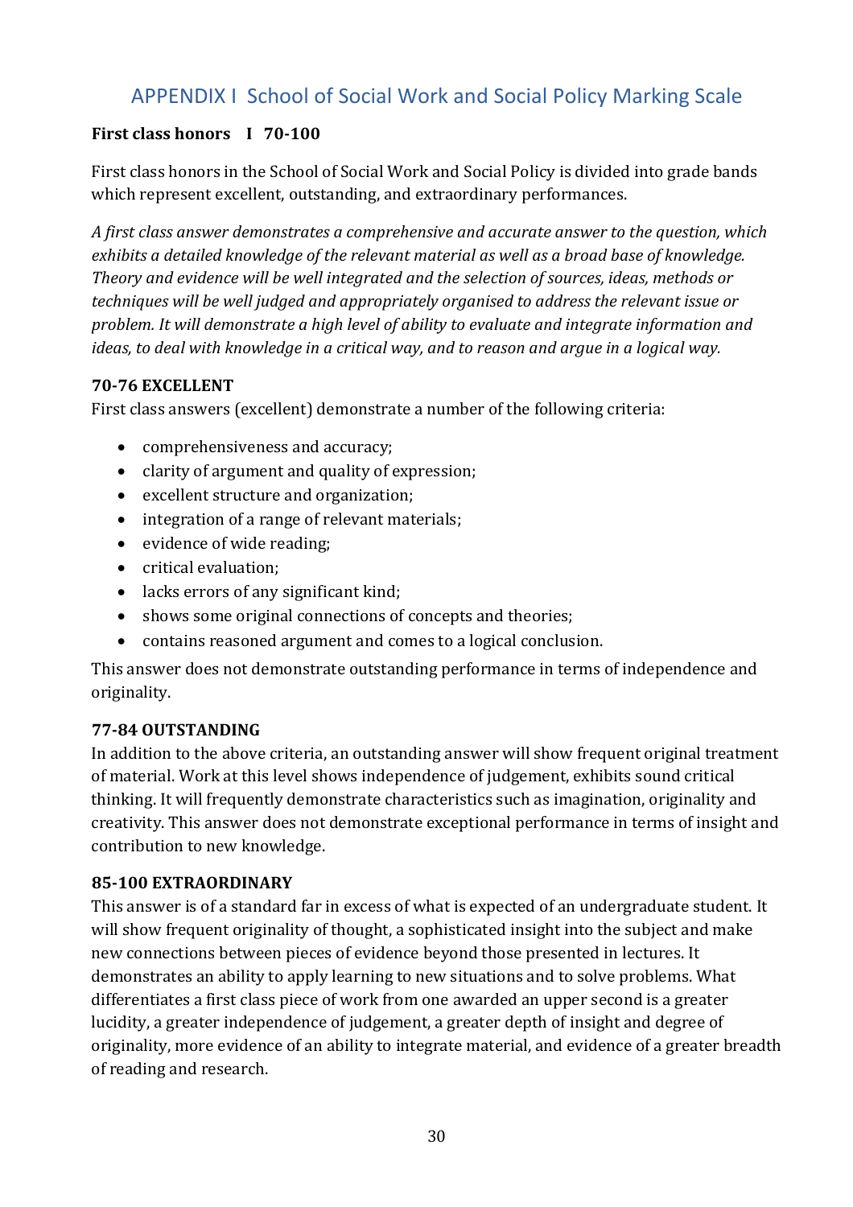# APPENDIX I School of Social Work and Social Policy Marking Scale

**First class honors I 70-100**

First class honors in the School of Social Work and Social Policy is divided into grade bands which represent excellent, outstanding, and extraordinary performances.

*A first class answer demonstrates a comprehensive and accurate answer to the question, which exhibits a detailed knowledge of the relevant material as well as a broad base of knowledge. Theory and evidence will be well integrated and the selection of sources, ideas, methods or techniques will be well judged and appropriately organised to address the relevant issue or problem. It will demonstrate a high level of ability to evaluate and integrate information and ideas, to deal with knowledge in a critical way, and to reason and argue in a logical way.*

### 70-76 EXCELLENT

First class answers (excellent) demonstrate a number of the following criteria:

- comprehensiveness and accuracy;
- clarity of argument and quality of expression;
- excellent structure and organization;
- integration of a range of relevant materials;
- evidence of wide reading;
- critical evaluation;
- lacks errors of any significant kind;
- shows some original connections of concepts and theories;
- contains reasoned argument and comes to a logical conclusion.

This answer does not demonstrate outstanding performance in terms of independence and originality.

### 77-84 OUTSTANDING

In addition to the above criteria, an outstanding answer will show frequent original treatment of material. Work at this level shows independence of judgement, exhibits sound critical thinking. It will frequently demonstrate characteristics such as imagination, originality and creativity. This answer does not demonstrate exceptional performance in terms of insight and contribution to new knowledge.

### 85-100 EXTRAORDINARY

This answer is of a standard far in excess of what is expected of an undergraduate student. It will show frequent originality of thought, a sophisticated insight into the subject and make new connections between pieces of evidence beyond those presented in lectures. It demonstrates an ability to apply learning to new situations and to solve problems. What differentiates a first class piece of work from one awarded an upper second is a greater lucidity, a greater independence of judgement, a greater depth of insight and degree of originality, more evidence of an ability to integrate material, and evidence of a greater breadth of reading and research.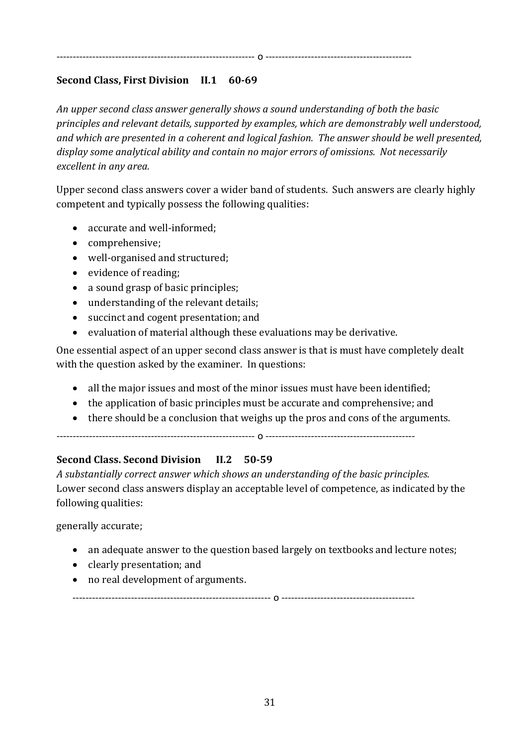---------------------------------------------------------------- o ------------------------------------------------

**Second Class, First Division     II.1     60-69**

*An upper second class answer generally shows a sound understanding of both the basic principles and relevant details, supported by examples, which are demonstrably well understood, and which are presented in a coherent and logical fashion.  The answer should be well presented, display some analytical ability and contain no major errors of omissions.  Not necessarily excellent in any area.*

Upper second class answers cover a wider band of students.  Such answers are clearly highly competent and typically possess the following qualities:

- accurate and well-informed;
- comprehensive;
- well-organised and structured;
- evidence of reading;
- a sound grasp of basic principles;
- understanding of the relevant details;
- succinct and cogent presentation; and
- evaluation of material although these evaluations may be derivative.

One essential aspect of an upper second class answer is that is must have completely dealt with the question asked by the examiner.  In questions:

- all the major issues and most of the minor issues must have been identified;
- the application of basic principles must be accurate and comprehensive; and
- there should be a conclusion that weighs up the pros and cons of the arguments.

---------------------------------------------------------------- o -------------------------------------------------

**Second Class. Second Division     II.2     50-59**

*A substantially correct answer which shows an understanding of the basic principles.*
Lower second class answers display an acceptable level of competence, as indicated by the following qualities:

generally accurate;

- an adequate answer to the question based largely on textbooks and lecture notes;
- clearly presentation; and
- no real development of arguments.

---------------------------------------------------------------- o ---------------------------------------------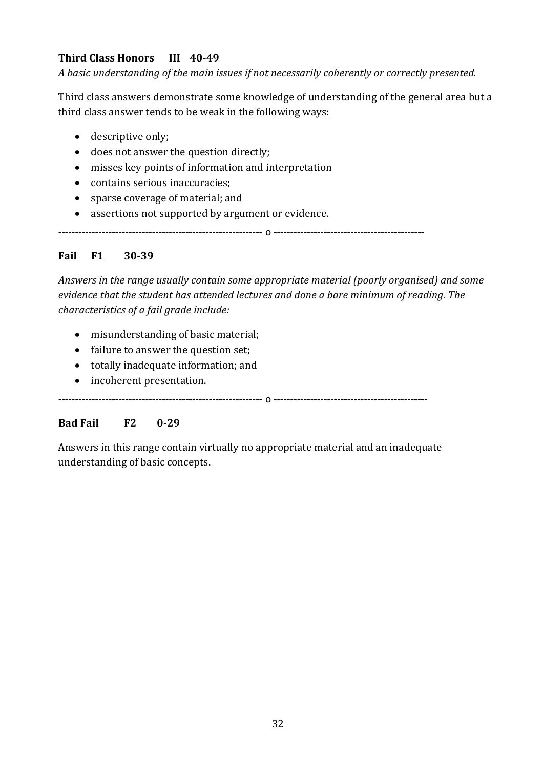**Third Class Honors III 40-49**

*A basic understanding of the main issues if not necessarily coherently or correctly presented.*

Third class answers demonstrate some knowledge of understanding of the general area but a third class answer tends to be weak in the following ways:

- descriptive only;
- does not answer the question directly;
- misses key points of information and interpretation
- contains serious inaccuracies;
- sparse coverage of material; and
- assertions not supported by argument or evidence.

------------------------------------------------------------ o --------------------------------------------

**Fail F1 30-39**

*Answers in the range usually contain some appropriate material (poorly organised) and some evidence that the student has attended lectures and done a bare minimum of reading. The characteristics of a fail grade include:*

- misunderstanding of basic material;
- failure to answer the question set;
- totally inadequate information; and
- incoherent presentation.

------------------------------------------------------------ o ---------------------------------------------

**Bad Fail F2 0-29**

Answers in this range contain virtually no appropriate material and an inadequate understanding of basic concepts.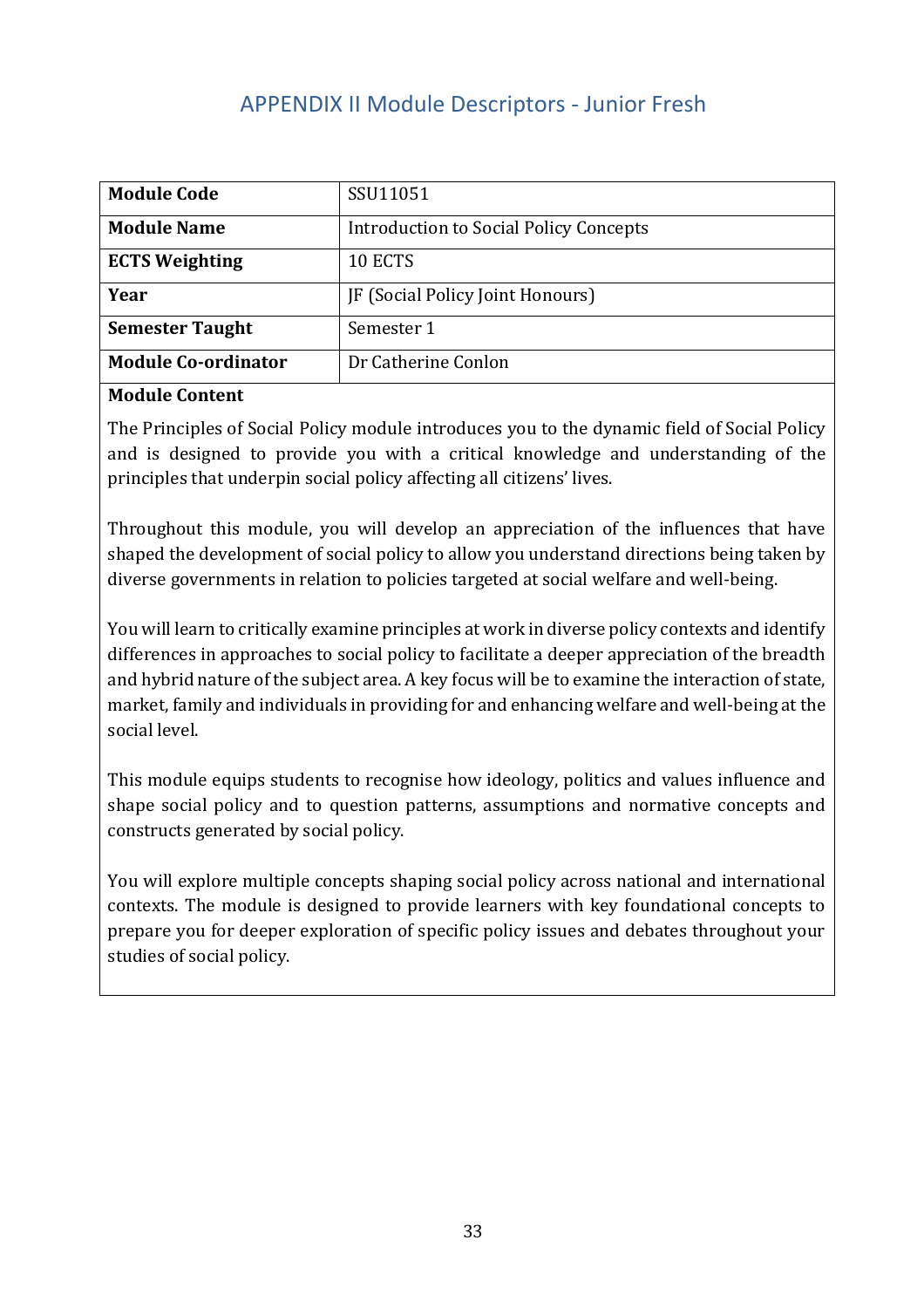# APPENDIX II Module Descriptors - Junior Fresh

| **Module Code** | SSU11051 |
| --- | --- |
| **Module Name** | Introduction to Social Policy Concepts |
| **ECTS Weighting** | 10 ECTS |
| **Year** | JF (Social Policy Joint Honours) |
| **Semester Taught** | Semester 1 |
| **Module Co-ordinator** | Dr Catherine Conlon |

**Module Content**

The Principles of Social Policy module introduces you to the dynamic field of Social Policy and is designed to provide you with a critical knowledge and understanding of the principles that underpin social policy affecting all citizens' lives.

Throughout this module, you will develop an appreciation of the influences that have shaped the development of social policy to allow you understand directions being taken by diverse governments in relation to policies targeted at social welfare and well-being.

You will learn to critically examine principles at work in diverse policy contexts and identify differences in approaches to social policy to facilitate a deeper appreciation of the breadth and hybrid nature of the subject area. A key focus will be to examine the interaction of state, market, family and individuals in providing for and enhancing welfare and well-being at the social level.

This module equips students to recognise how ideology, politics and values influence and shape social policy and to question patterns, assumptions and normative concepts and constructs generated by social policy.

You will explore multiple concepts shaping social policy across national and international contexts. The module is designed to provide learners with key foundational concepts to prepare you for deeper exploration of specific policy issues and debates throughout your studies of social policy.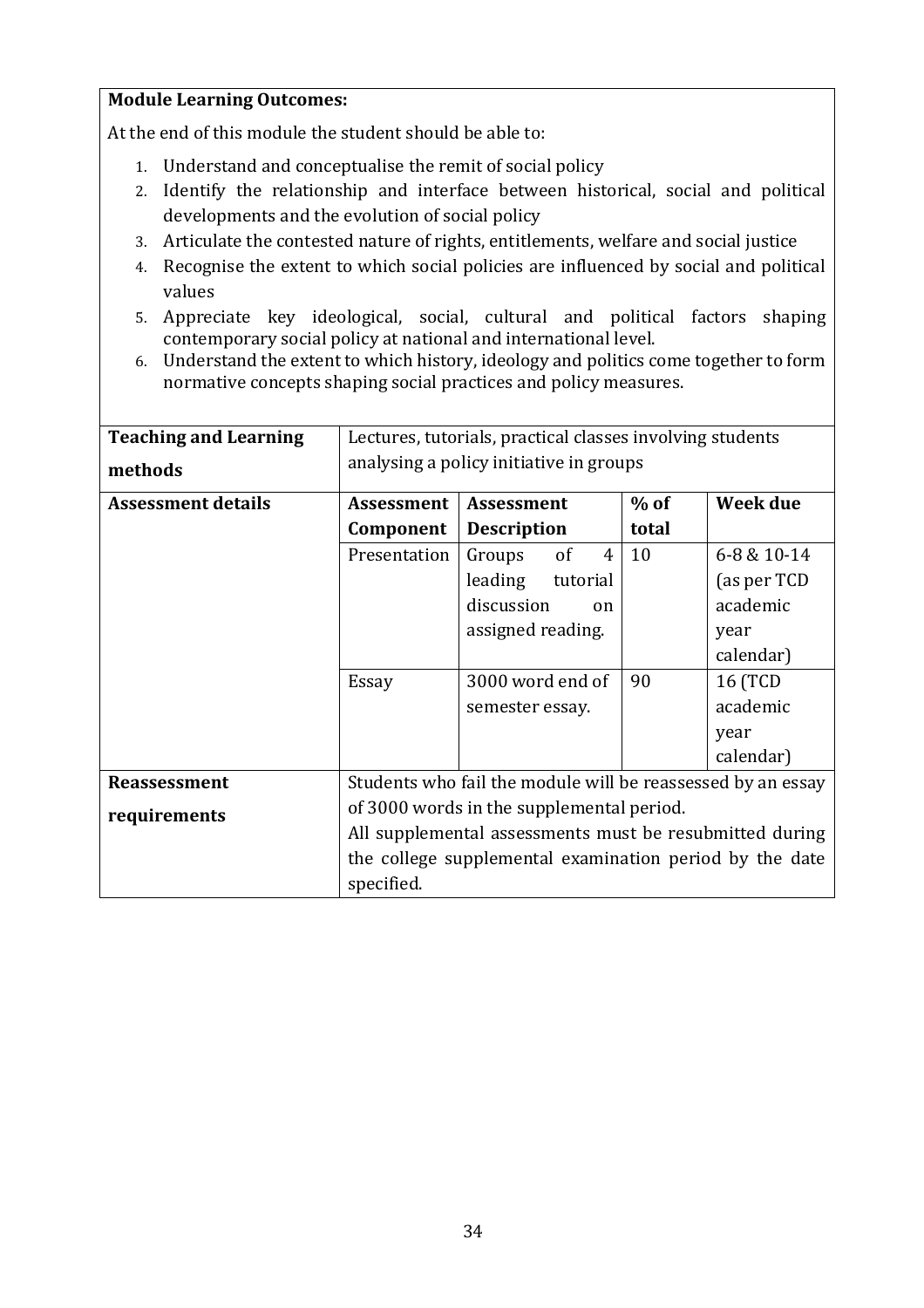**Module Learning Outcomes:**

At the end of this module the student should be able to:

1. Understand and conceptualise the remit of social policy
2. Identify the relationship and interface between historical, social and political developments and the evolution of social policy
3. Articulate the contested nature of rights, entitlements, welfare and social justice
4. Recognise the extent to which social policies are influenced by social and political values
5. Appreciate key ideological, social, cultural and political factors shaping contemporary social policy at national and international level.
6. Understand the extent to which history, ideology and politics come together to form normative concepts shaping social practices and policy measures.

| **Teaching and Learning methods** | Lectures, tutorials, practical classes involving students analysing a policy initiative in groups | | | |
|---|---|---|---|---|
| **Assessment details** | **Assessment Component** | **Assessment Description** | **% of total** | **Week due** |
| | Presentation | Groups of 4 leading tutorial discussion on assigned reading. | 10 | 6-8 & 10-14 (as per TCD academic year calendar) |
| | Essay | 3000 word end of semester essay. | 90 | 16 (TCD academic year calendar) |
| **Reassessment requirements** | Students who fail the module will be reassessed by an essay of 3000 words in the supplemental period. All supplemental assessments must be resubmitted during the college supplemental examination period by the date specified. | | | |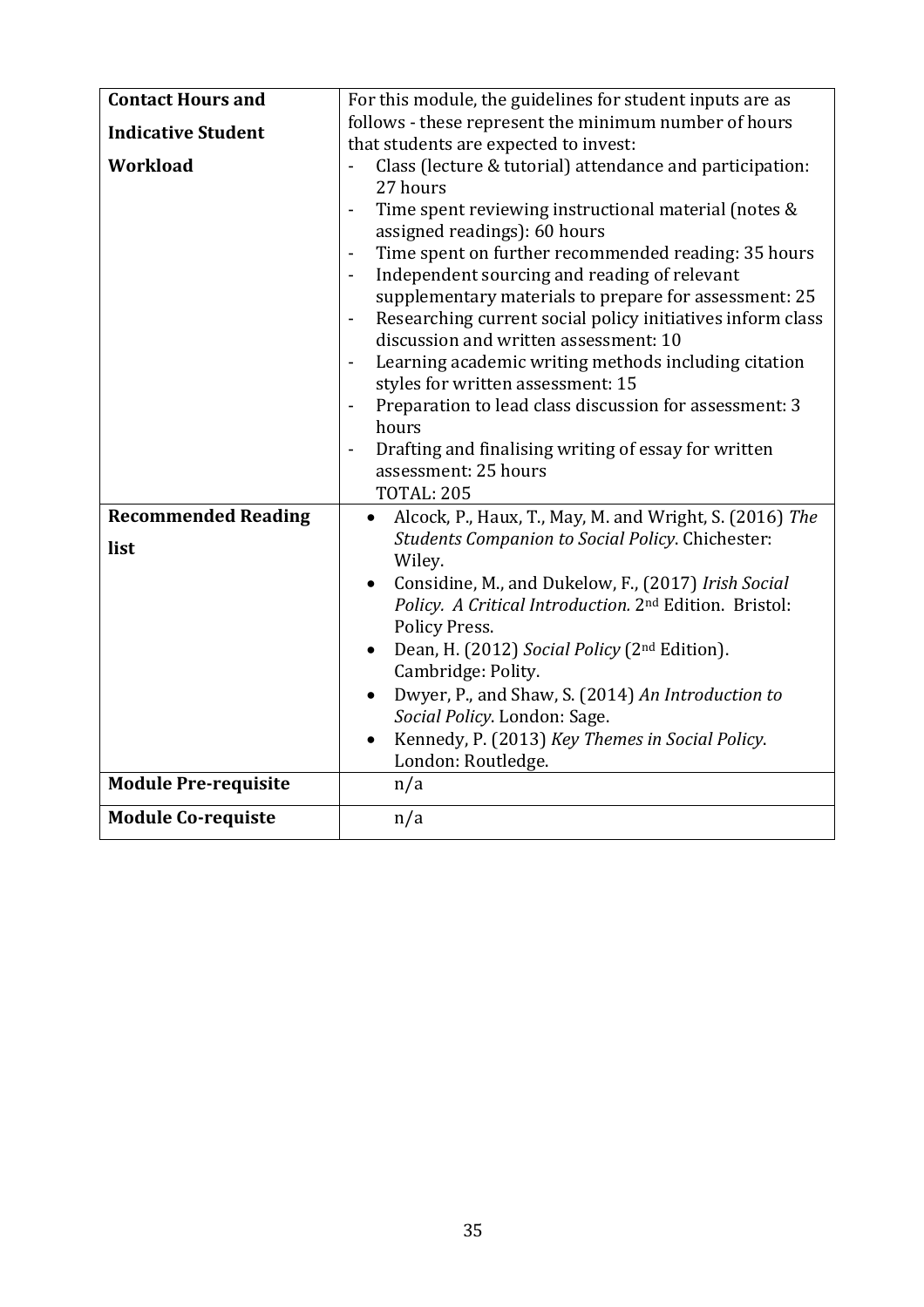| | |
|---|---|
| **Contact Hours and Indicative Student Workload** | For this module, the guidelines for student inputs are as follows - these represent the minimum number of hours that students are expected to invest:<br>- Class (lecture & tutorial) attendance and participation: 27 hours<br>- Time spent reviewing instructional material (notes & assigned readings): 60 hours<br>- Time spent on further recommended reading: 35 hours<br>- Independent sourcing and reading of relevant supplementary materials to prepare for assessment: 25<br>- Researching current social policy initiatives inform class discussion and written assessment: 10<br>- Learning academic writing methods including citation styles for written assessment: 15<br>- Preparation to lead class discussion for assessment: 3 hours<br>- Drafting and finalising writing of essay for written assessment: 25 hours<br>TOTAL: 205 |
| **Recommended Reading list** | • Alcock, P., Haux, T., May, M. and Wright, S. (2016) *The Students Companion to Social Policy*. Chichester: Wiley.<br>• Considine, M., and Dukelow, F., (2017) *Irish Social Policy. A Critical Introduction.* 2nd Edition. Bristol: Policy Press.<br>• Dean, H. (2012) *Social Policy* (2nd Edition). Cambridge: Polity.<br>• Dwyer, P., and Shaw, S. (2014) *An Introduction to Social Policy*. London: Sage.<br>• Kennedy, P. (2013) *Key Themes in Social Policy*. London: Routledge. |
| **Module Pre-requisite** | n/a |
| **Module Co-requiste** | n/a |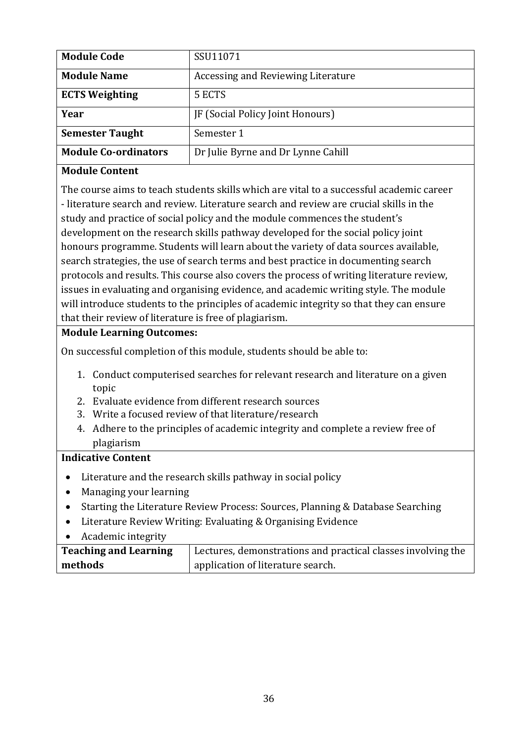| Module Code | SSU11071 |
|---|---|
| **Module Name** | Accessing and Reviewing Literature |
| **ECTS Weighting** | 5 ECTS |
| **Year** | JF (Social Policy Joint Honours) |
| **Semester Taught** | Semester 1 |
| **Module Co-ordinators** | Dr Julie Byrne and Dr Lynne Cahill |

**Module Content**

The course aims to teach students skills which are vital to a successful academic career - literature search and review. Literature search and review are crucial skills in the study and practice of social policy and the module commences the student's development on the research skills pathway developed for the social policy joint honours programme. Students will learn about the variety of data sources available, search strategies, the use of search terms and best practice in documenting search protocols and results. This course also covers the process of writing literature review, issues in evaluating and organising evidence, and academic writing style. The module will introduce students to the principles of academic integrity so that they can ensure that their review of literature is free of plagiarism.

**Module Learning Outcomes:**

On successful completion of this module, students should be able to:

1. Conduct computerised searches for relevant research and literature on a given topic
2. Evaluate evidence from different research sources
3. Write a focused review of that literature/research
4. Adhere to the principles of academic integrity and complete a review free of plagiarism

**Indicative Content**

- Literature and the research skills pathway in social policy
- Managing your learning
- Starting the Literature Review Process: Sources, Planning & Database Searching
- Literature Review Writing: Evaluating & Organising Evidence
- Academic integrity

| **Teaching and Learning methods** | Lectures, demonstrations and practical classes involving the application of literature search. |
|---|---|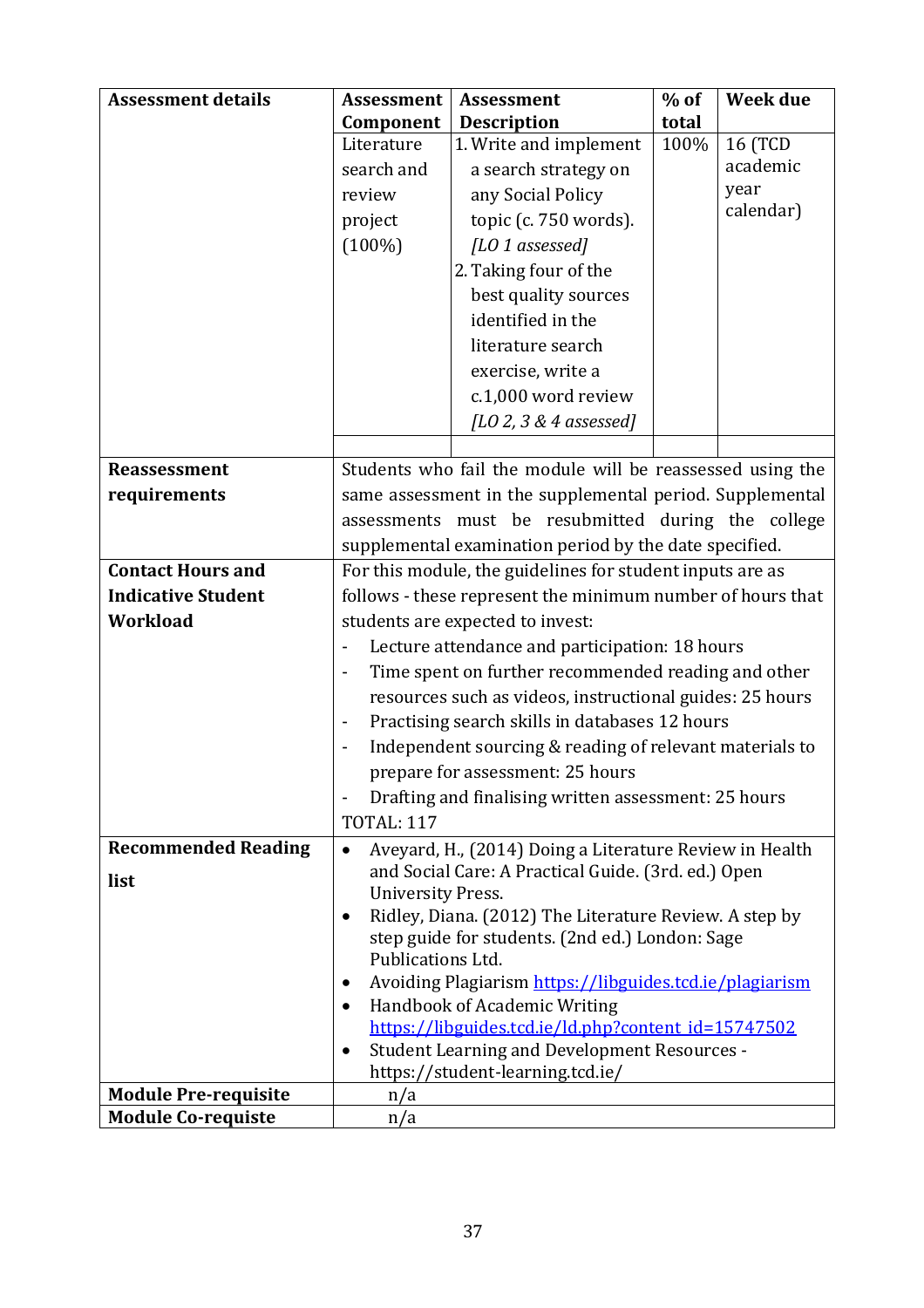| Assessment details | Assessment Component | Assessment Description | % of total | Week due |
|---|---|---|---|---|
| | Literature search and review project (100%) | 1. Write and implement a search strategy on any Social Policy topic (c. 750 words). *[LO 1 assessed]*<br>2. Taking four of the best quality sources identified in the literature search exercise, write a c.1,000 word review *[LO 2, 3 & 4 assessed]* | 100% | 16 (TCD academic year calendar) |
| | | | | |
| **Reassessment requirements** | Students who fail the module will be reassessed using the same assessment in the supplemental period. Supplemental assessments must be resubmitted during the college supplemental examination period by the date specified. | | | |
| **Contact Hours and Indicative Student Workload** | For this module, the guidelines for student inputs are as follows - these represent the minimum number of hours that students are expected to invest:<br>- Lecture attendance and participation: 18 hours<br>- Time spent on further recommended reading and other resources such as videos, instructional guides: 25 hours<br>- Practising search skills in databases 12 hours<br>- Independent sourcing & reading of relevant materials to prepare for assessment: 25 hours<br>- Drafting and finalising written assessment: 25 hours<br>TOTAL: 117 | | | |
| **Recommended Reading list** | • Aveyard, H., (2014) Doing a Literature Review in Health and Social Care: A Practical Guide. (3rd. ed.) Open University Press.<br>• Ridley, Diana. (2012) The Literature Review. A step by step guide for students. (2nd ed.) London: Sage Publications Ltd.<br>• Avoiding Plagiarism https://libguides.tcd.ie/plagiarism<br>• Handbook of Academic Writing https://libguides.tcd.ie/ld.php?content_id=15747502<br>• Student Learning and Development Resources - https://student-learning.tcd.ie/ | | | |
| **Module Pre-requisite** | n/a | | | |
| **Module Co-requiste** | n/a | | | |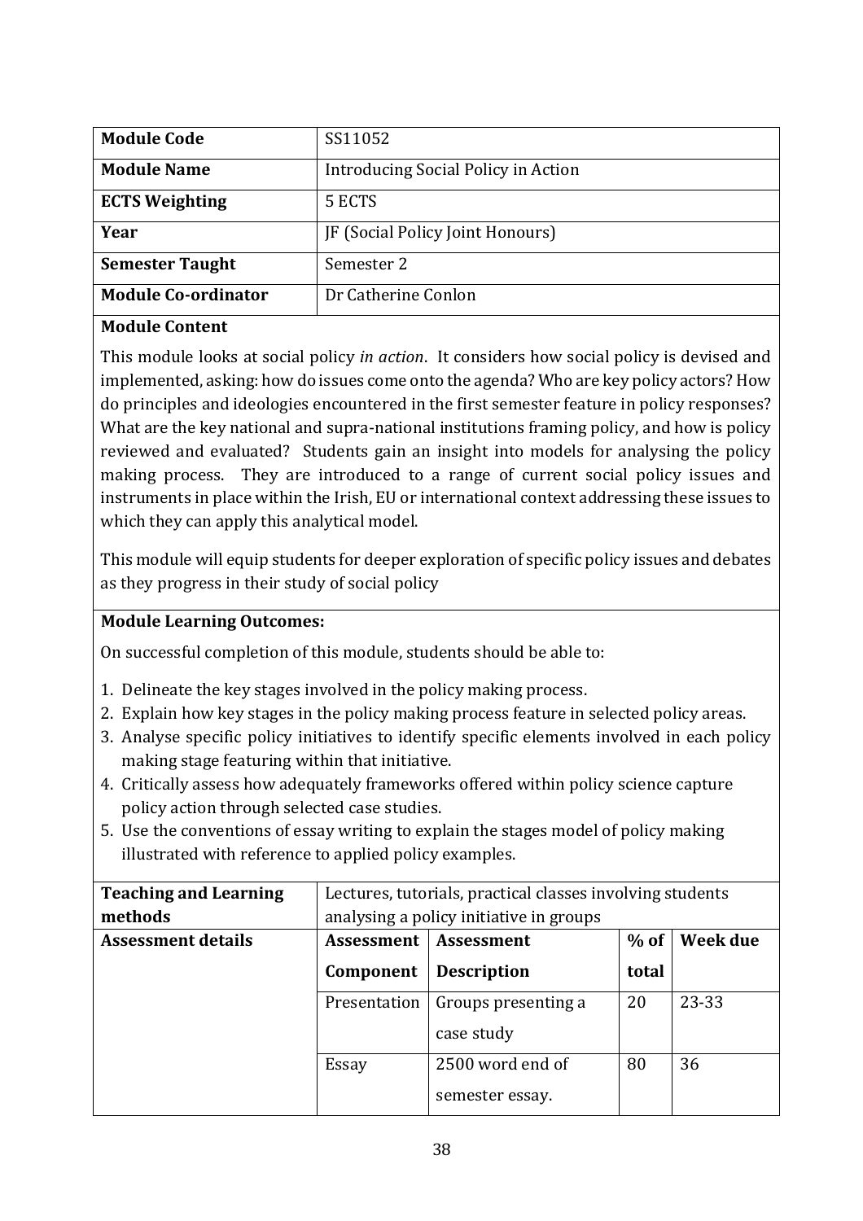| Module Code | SS11052 |
| --- | --- |
| **Module Name** | Introducing Social Policy in Action |
| **ECTS Weighting** | 5 ECTS |
| **Year** | JF (Social Policy Joint Honours) |
| **Semester Taught** | Semester 2 |
| **Module Co-ordinator** | Dr Catherine Conlon |

**Module Content**

This module looks at social policy *in action*. It considers how social policy is devised and implemented, asking: how do issues come onto the agenda? Who are key policy actors? How do principles and ideologies encountered in the first semester feature in policy responses? What are the key national and supra-national institutions framing policy, and how is policy reviewed and evaluated? Students gain an insight into models for analysing the policy making process. They are introduced to a range of current social policy issues and instruments in place within the Irish, EU or international context addressing these issues to which they can apply this analytical model.

This module will equip students for deeper exploration of specific policy issues and debates as they progress in their study of social policy

**Module Learning Outcomes:**

On successful completion of this module, students should be able to:

1. Delineate the key stages involved in the policy making process.
2. Explain how key stages in the policy making process feature in selected policy areas.
3. Analyse specific policy initiatives to identify specific elements involved in each policy making stage featuring within that initiative.
4. Critically assess how adequately frameworks offered within policy science capture policy action through selected case studies.
5. Use the conventions of essay writing to explain the stages model of policy making illustrated with reference to applied policy examples.

| **Teaching and Learning methods** | Lectures, tutorials, practical classes involving students analysing a policy initiative in groups | | | |
| --- | --- | --- | --- | --- |
| **Assessment details** | **Assessment Component** | **Assessment Description** | **% of total** | **Week due** |
| | Presentation | Groups presenting a case study | 20 | 23-33 |
| | Essay | 2500 word end of semester essay. | 80 | 36 |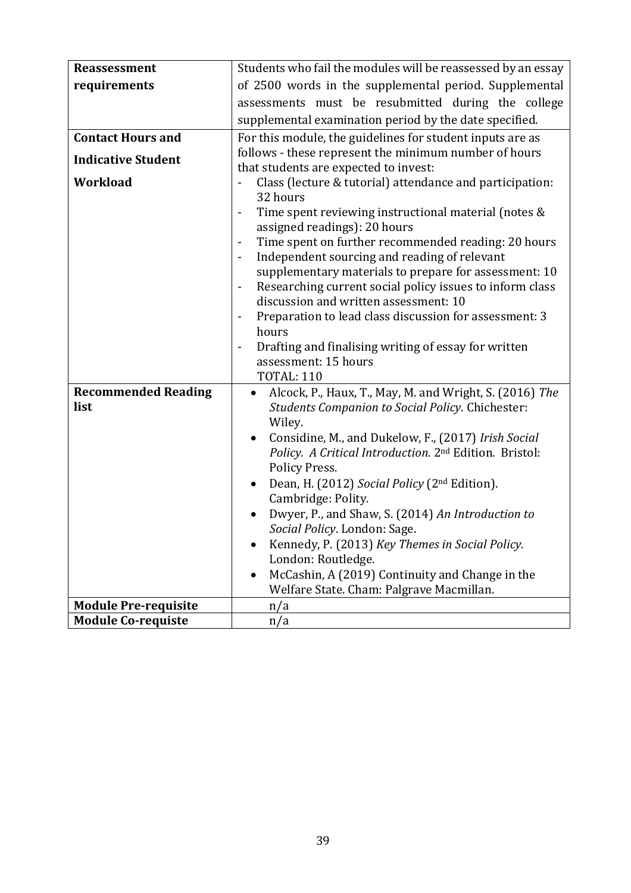| | |
|---|---|
| **Reassessment requirements** | Students who fail the modules will be reassessed by an essay of 2500 words in the supplemental period. Supplemental assessments must be resubmitted during the college supplemental examination period by the date specified. |
| **Contact Hours and Indicative Student Workload** | For this module, the guidelines for student inputs are as follows - these represent the minimum number of hours that students are expected to invest:<br>- Class (lecture & tutorial) attendance and participation: 32 hours<br>- Time spent reviewing instructional material (notes & assigned readings): 20 hours<br>- Time spent on further recommended reading: 20 hours<br>- Independent sourcing and reading of relevant supplementary materials to prepare for assessment: 10<br>- Researching current social policy issues to inform class discussion and written assessment: 10<br>- Preparation to lead class discussion for assessment: 3 hours<br>- Drafting and finalising writing of essay for written assessment: 15 hours<br>TOTAL: 110 |
| **Recommended Reading list** | • Alcock, P., Haux, T., May, M. and Wright, S. (2016) *The Students Companion to Social Policy*. Chichester: Wiley.<br>• Considine, M., and Dukelow, F., (2017) *Irish Social Policy. A Critical Introduction.* 2nd Edition. Bristol: Policy Press.<br>• Dean, H. (2012) *Social Policy* (2nd Edition). Cambridge: Polity.<br>• Dwyer, P., and Shaw, S. (2014) *An Introduction to Social Policy*. London: Sage.<br>• Kennedy, P. (2013) *Key Themes in Social Policy*. London: Routledge.<br>• McCashin, A (2019) Continuity and Change in the Welfare State. Cham: Palgrave Macmillan. |
| **Module Pre-requisite** | n/a |
| **Module Co-requiste** | n/a |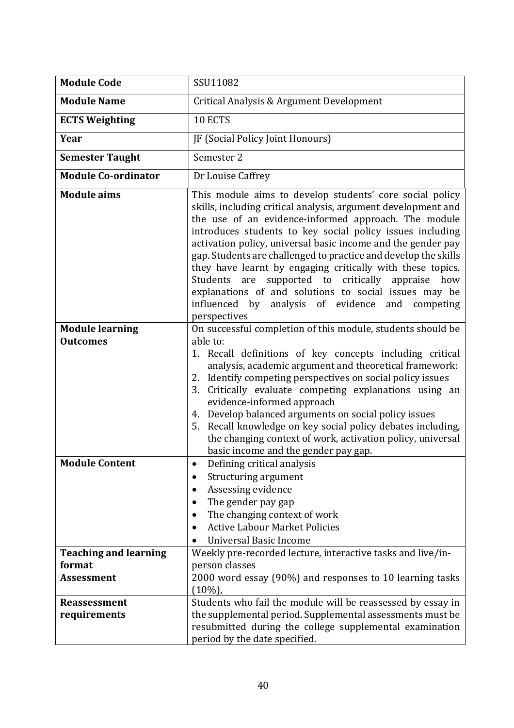| **Module Code** | SSU11082 |
|---|---|
| **Module Name** | Critical Analysis & Argument Development |
| **ECTS Weighting** | 10 ECTS |
| **Year** | JF (Social Policy Joint Honours) |
| **Semester Taught** | Semester 2 |
| **Module Co-ordinator** | Dr Louise Caffrey |
| **Module aims** | This module aims to develop students' core social policy skills, including critical analysis, argument development and the use of an evidence-informed approach. The module introduces students to key social policy issues including activation policy, universal basic income and the gender pay gap. Students are challenged to practice and develop the skills they have learnt by engaging critically with these topics. Students are supported to critically appraise how explanations of and solutions to social issues may be influenced by analysis of evidence and competing perspectives |
| **Module learning Outcomes** | On successful completion of this module, students should be able to:<br>1. Recall definitions of key concepts including critical analysis, academic argument and theoretical framework:<br>2. Identify competing perspectives on social policy issues<br>3. Critically evaluate competing explanations using an evidence-informed approach<br>4. Develop balanced arguments on social policy issues<br>5. Recall knowledge on key social policy debates including, the changing context of work, activation policy, universal basic income and the gender pay gap. |
| **Module Content** | • Defining critical analysis<br>• Structuring argument<br>• Assessing evidence<br>• The gender pay gap<br>• The changing context of work<br>• Active Labour Market Policies<br>• Universal Basic Income |
| **Teaching and learning format** | Weekly pre-recorded lecture, interactive tasks and live/in-person classes |
| **Assessment** | 2000 word essay (90%) and responses to 10 learning tasks (10%), |
| **Reassessment requirements** | Students who fail the module will be reassessed by essay in the supplemental period. Supplemental assessments must be resubmitted during the college supplemental examination period by the date specified. |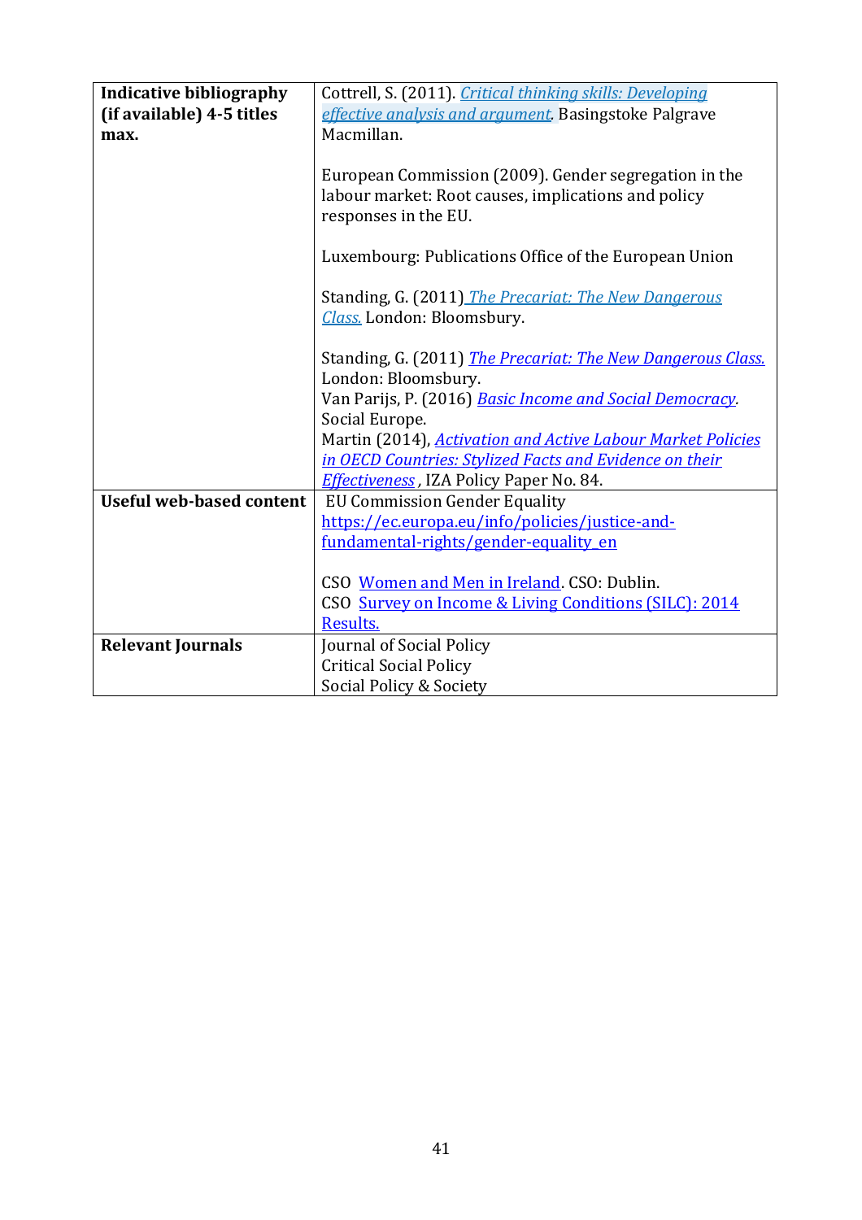| | |
|---|---|
| **Indicative bibliography (if available) 4-5 titles max.** | Cottrell, S. (2011). *Critical thinking skills: Developing effective analysis and argument*. Basingstoke Palgrave Macmillan.<br><br>European Commission (2009). Gender segregation in the labour market: Root causes, implications and policy responses in the EU.<br><br>Luxembourg: Publications Office of the European Union<br><br>Standing, G. (2011) *The Precariat: The New Dangerous Class.* London: Bloomsbury.<br><br>Standing, G. (2011) *The Precariat: The New Dangerous Class.* London: Bloomsbury.<br>Van Parijs, P. (2016) *Basic Income and Social Democracy*. Social Europe.<br>Martin (2014), *Activation and Active Labour Market Policies in OECD Countries: Stylized Facts and Evidence on their Effectiveness* , IZA Policy Paper No. 84. |
| **Useful web-based content** | EU Commission Gender Equality<br>https://ec.europa.eu/info/policies/justice-and-fundamental-rights/gender-equality_en<br><br>CSO Women and Men in Ireland. CSO: Dublin.<br>CSO Survey on Income & Living Conditions (SILC): 2014 Results. |
| **Relevant Journals** | Journal of Social Policy<br>Critical Social Policy<br>Social Policy & Society |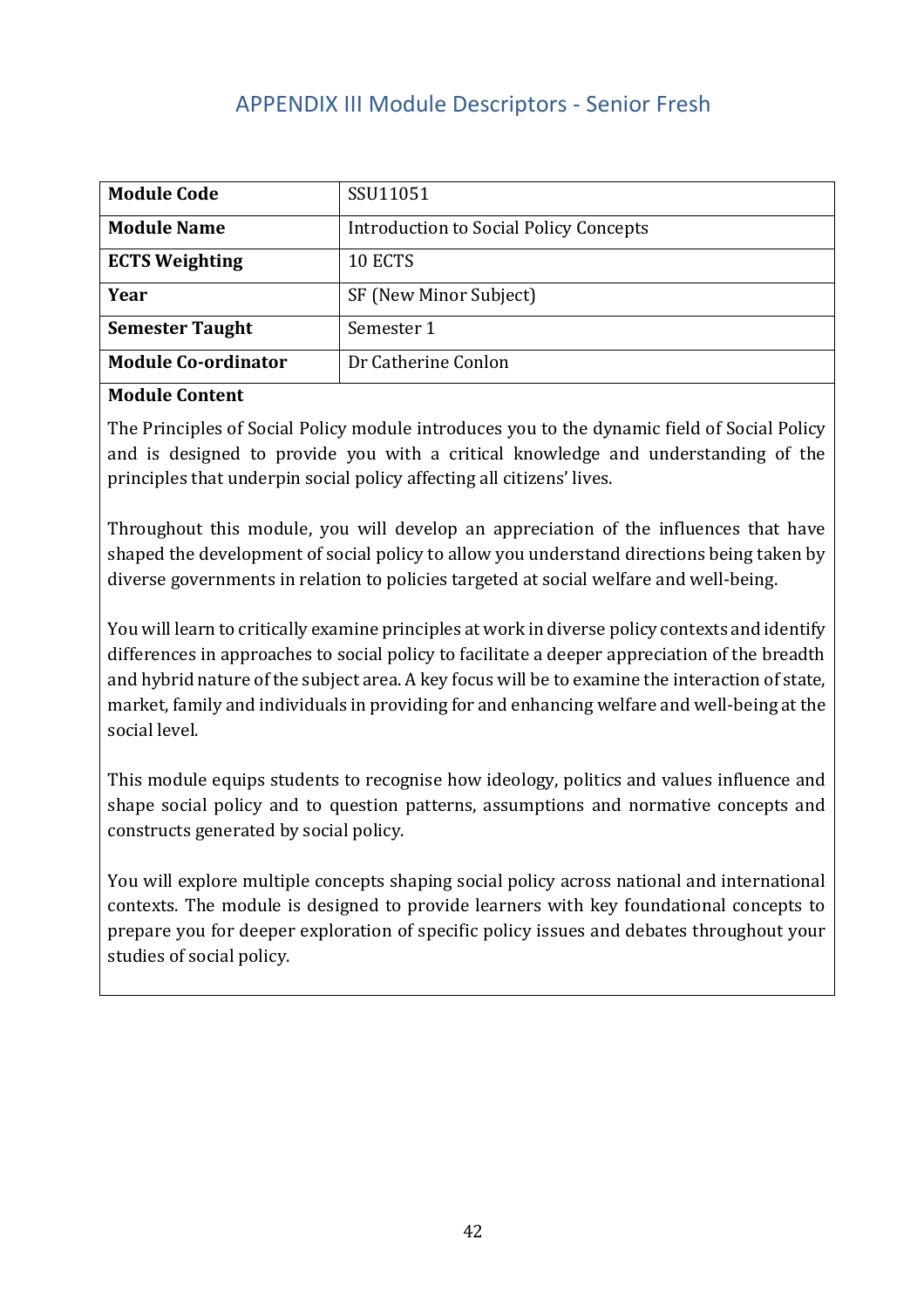## APPENDIX III Module Descriptors - Senior Fresh

| **Module Code** | SSU11051 |
| --- | --- |
| **Module Name** | Introduction to Social Policy Concepts |
| **ECTS Weighting** | 10 ECTS |
| **Year** | SF (New Minor Subject) |
| **Semester Taught** | Semester 1 |
| **Module Co-ordinator** | Dr Catherine Conlon |

**Module Content**

The Principles of Social Policy module introduces you to the dynamic field of Social Policy and is designed to provide you with a critical knowledge and understanding of the principles that underpin social policy affecting all citizens' lives.

Throughout this module, you will develop an appreciation of the influences that have shaped the development of social policy to allow you understand directions being taken by diverse governments in relation to policies targeted at social welfare and well-being.

You will learn to critically examine principles at work in diverse policy contexts and identify differences in approaches to social policy to facilitate a deeper appreciation of the breadth and hybrid nature of the subject area. A key focus will be to examine the interaction of state, market, family and individuals in providing for and enhancing welfare and well-being at the social level.

This module equips students to recognise how ideology, politics and values influence and shape social policy and to question patterns, assumptions and normative concepts and constructs generated by social policy.

You will explore multiple concepts shaping social policy across national and international contexts. The module is designed to provide learners with key foundational concepts to prepare you for deeper exploration of specific policy issues and debates throughout your studies of social policy.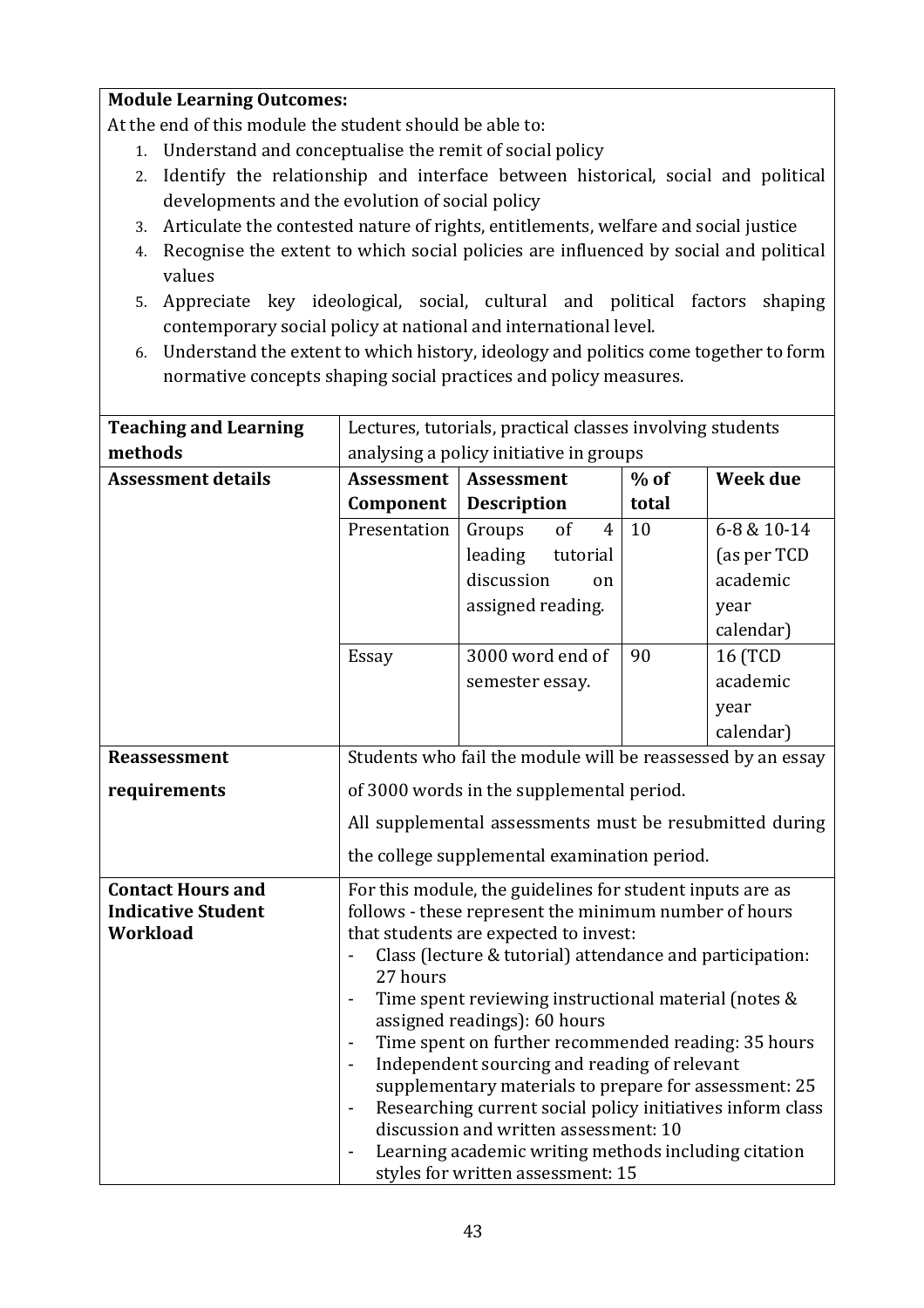**Module Learning Outcomes:**

At the end of this module the student should be able to:

1. Understand and conceptualise the remit of social policy
2. Identify the relationship and interface between historical, social and political developments and the evolution of social policy
3. Articulate the contested nature of rights, entitlements, welfare and social justice
4. Recognise the extent to which social policies are influenced by social and political values
5. Appreciate key ideological, social, cultural and political factors shaping contemporary social policy at national and international level.
6. Understand the extent to which history, ideology and politics come together to form normative concepts shaping social practices and policy measures.

| **Teaching and Learning methods** | Lectures, tutorials, practical classes involving students analysing a policy initiative in groups | | | |
|---|---|---|---|---|
| **Assessment details** | **Assessment Component** | **Assessment Description** | **% of total** | **Week due** |
| | Presentation | Groups of 4 leading tutorial discussion on assigned reading. | 10 | 6-8 & 10-14 (as per TCD academic year calendar) |
| | Essay | 3000 word end of semester essay. | 90 | 16 (TCD academic year calendar) |
| **Reassessment requirements** | Students who fail the module will be reassessed by an essay of 3000 words in the supplemental period.<br><br>All supplemental assessments must be resubmitted during the college supplemental examination period. | | | |
| **Contact Hours and Indicative Student Workload** | For this module, the guidelines for student inputs are as follows - these represent the minimum number of hours that students are expected to invest:<br>- Class (lecture & tutorial) attendance and participation: 27 hours<br>- Time spent reviewing instructional material (notes & assigned readings): 60 hours<br>- Time spent on further recommended reading: 35 hours<br>- Independent sourcing and reading of relevant supplementary materials to prepare for assessment: 25<br>- Researching current social policy initiatives inform class discussion and written assessment: 10<br>- Learning academic writing methods including citation styles for written assessment: 15 | | | |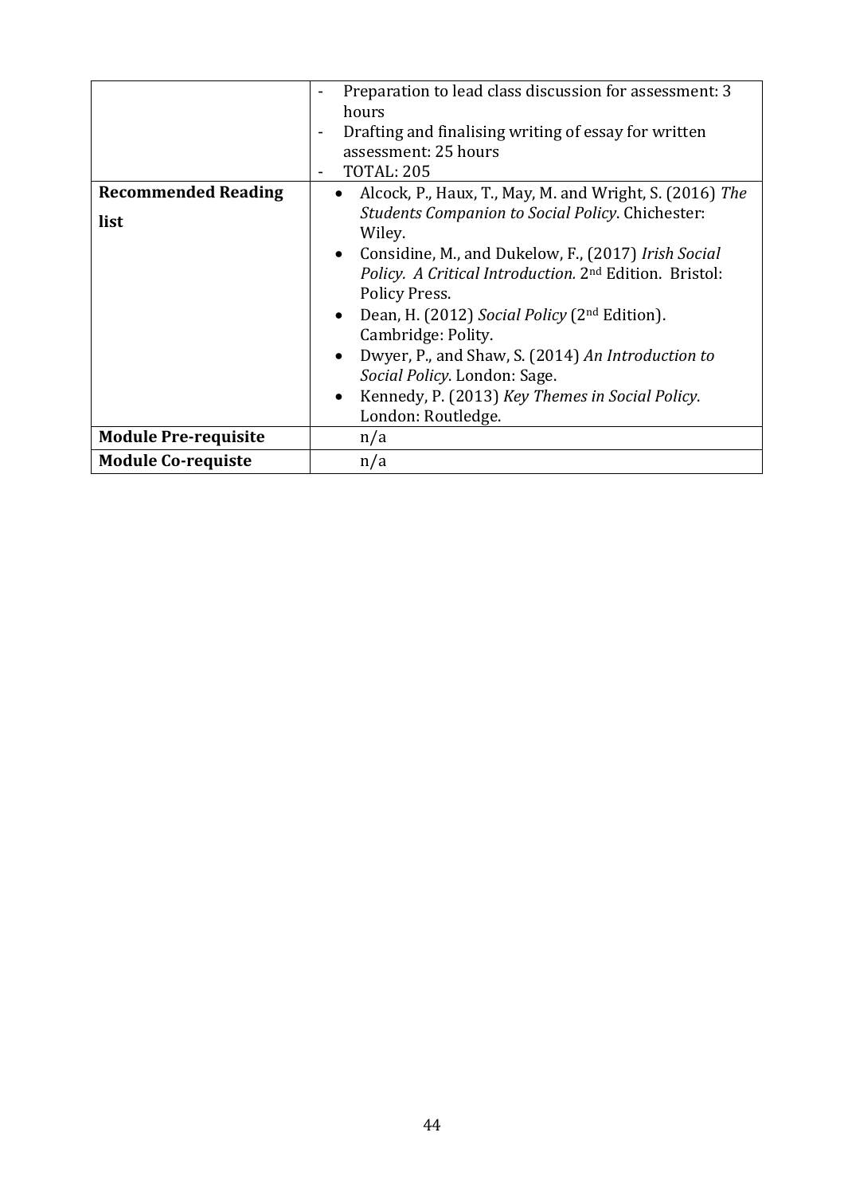| | |
|---|---|
| | - Preparation to lead class discussion for assessment: 3 hours<br>- Drafting and finalising writing of essay for written assessment: 25 hours<br>- TOTAL: 205 |
| **Recommended Reading list** | • Alcock, P., Haux, T., May, M. and Wright, S. (2016) *The Students Companion to Social Policy*. Chichester: Wiley.<br>• Considine, M., and Dukelow, F., (2017) *Irish Social Policy. A Critical Introduction.* 2nd Edition. Bristol: Policy Press.<br>• Dean, H. (2012) *Social Policy* (2nd Edition). Cambridge: Polity.<br>• Dwyer, P., and Shaw, S. (2014) *An Introduction to Social Policy*. London: Sage.<br>• Kennedy, P. (2013) *Key Themes in Social Policy*. London: Routledge. |
| **Module Pre-requisite** | n/a |
| **Module Co-requiste** | n/a |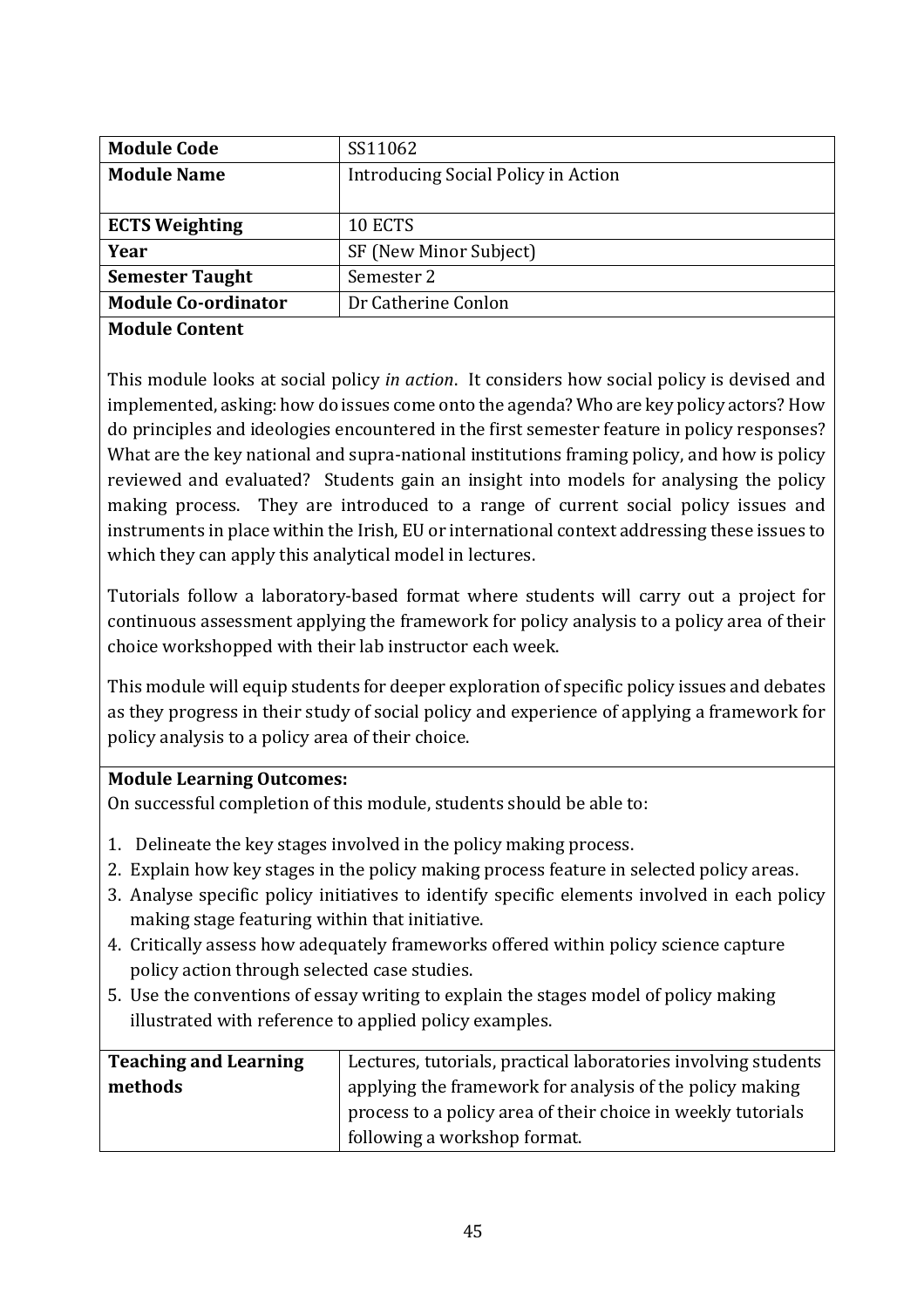| Module Code | SS11062 |
|---|---|
| **Module Name** | Introducing Social Policy in Action |
| **ECTS Weighting** | 10 ECTS |
| **Year** | SF (New Minor Subject) |
| **Semester Taught** | Semester 2 |
| **Module Co-ordinator** | Dr Catherine Conlon |

**Module Content**

This module looks at social policy *in action*. It considers how social policy is devised and implemented, asking: how do issues come onto the agenda? Who are key policy actors? How do principles and ideologies encountered in the first semester feature in policy responses? What are the key national and supra-national institutions framing policy, and how is policy reviewed and evaluated? Students gain an insight into models for analysing the policy making process. They are introduced to a range of current social policy issues and instruments in place within the Irish, EU or international context addressing these issues to which they can apply this analytical model in lectures.

Tutorials follow a laboratory-based format where students will carry out a project for continuous assessment applying the framework for policy analysis to a policy area of their choice workshopped with their lab instructor each week.

This module will equip students for deeper exploration of specific policy issues and debates as they progress in their study of social policy and experience of applying a framework for policy analysis to a policy area of their choice.

**Module Learning Outcomes:**

On successful completion of this module, students should be able to:

1. Delineate the key stages involved in the policy making process.
2. Explain how key stages in the policy making process feature in selected policy areas.
3. Analyse specific policy initiatives to identify specific elements involved in each policy making stage featuring within that initiative.
4. Critically assess how adequately frameworks offered within policy science capture policy action through selected case studies.
5. Use the conventions of essay writing to explain the stages model of policy making illustrated with reference to applied policy examples.

| Teaching and Learning methods | Lectures, tutorials, practical laboratories involving students applying the framework for analysis of the policy making process to a policy area of their choice in weekly tutorials following a workshop format. |
|---|---|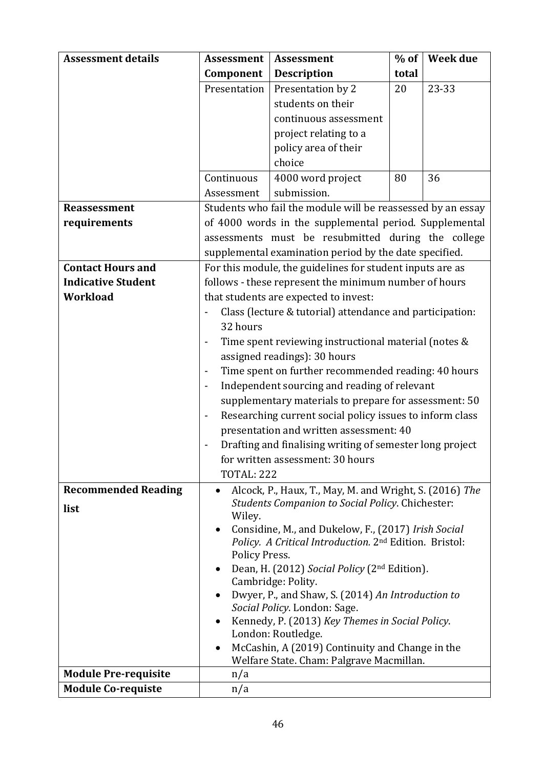| **Assessment details** | **Assessment Component** | **Assessment Description** | **% of total** | **Week due** |
|---|---|---|---|---|
| | Presentation | Presentation by 2 students on their continuous assessment project relating to a policy area of their choice | 20 | 23-33 |
| | Continuous Assessment | 4000 word project submission. | 80 | 36 |
| **Reassessment requirements** | Students who fail the module will be reassessed by an essay of 4000 words in the supplemental period. Supplemental assessments must be resubmitted during the college supplemental examination period by the date specified. | | | |
| **Contact Hours and Indicative Student Workload** | For this module, the guidelines for student inputs are as follows - these represent the minimum number of hours that students are expected to invest:<br>- Class (lecture & tutorial) attendance and participation: 32 hours<br>- Time spent reviewing instructional material (notes & assigned readings): 30 hours<br>- Time spent on further recommended reading: 40 hours<br>- Independent sourcing and reading of relevant supplementary materials to prepare for assessment: 50<br>- Researching current social policy issues to inform class presentation and written assessment: 40<br>- Drafting and finalising writing of semester long project for written assessment: 30 hours<br>TOTAL: 222 | | | |
| **Recommended Reading list** | • Alcock, P., Haux, T., May, M. and Wright, S. (2016) *The Students Companion to Social Policy*. Chichester: Wiley.<br>• Considine, M., and Dukelow, F., (2017) *Irish Social Policy. A Critical Introduction.* 2nd Edition. Bristol: Policy Press.<br>• Dean, H. (2012) *Social Policy* (2nd Edition). Cambridge: Polity.<br>• Dwyer, P., and Shaw, S. (2014) *An Introduction to Social Policy*. London: Sage.<br>• Kennedy, P. (2013) *Key Themes in Social Policy*. London: Routledge.<br>• McCashin, A (2019) Continuity and Change in the Welfare State. Cham: Palgrave Macmillan. | | | |
| **Module Pre-requisite** | n/a | | | |
| **Module Co-requiste** | n/a | | | |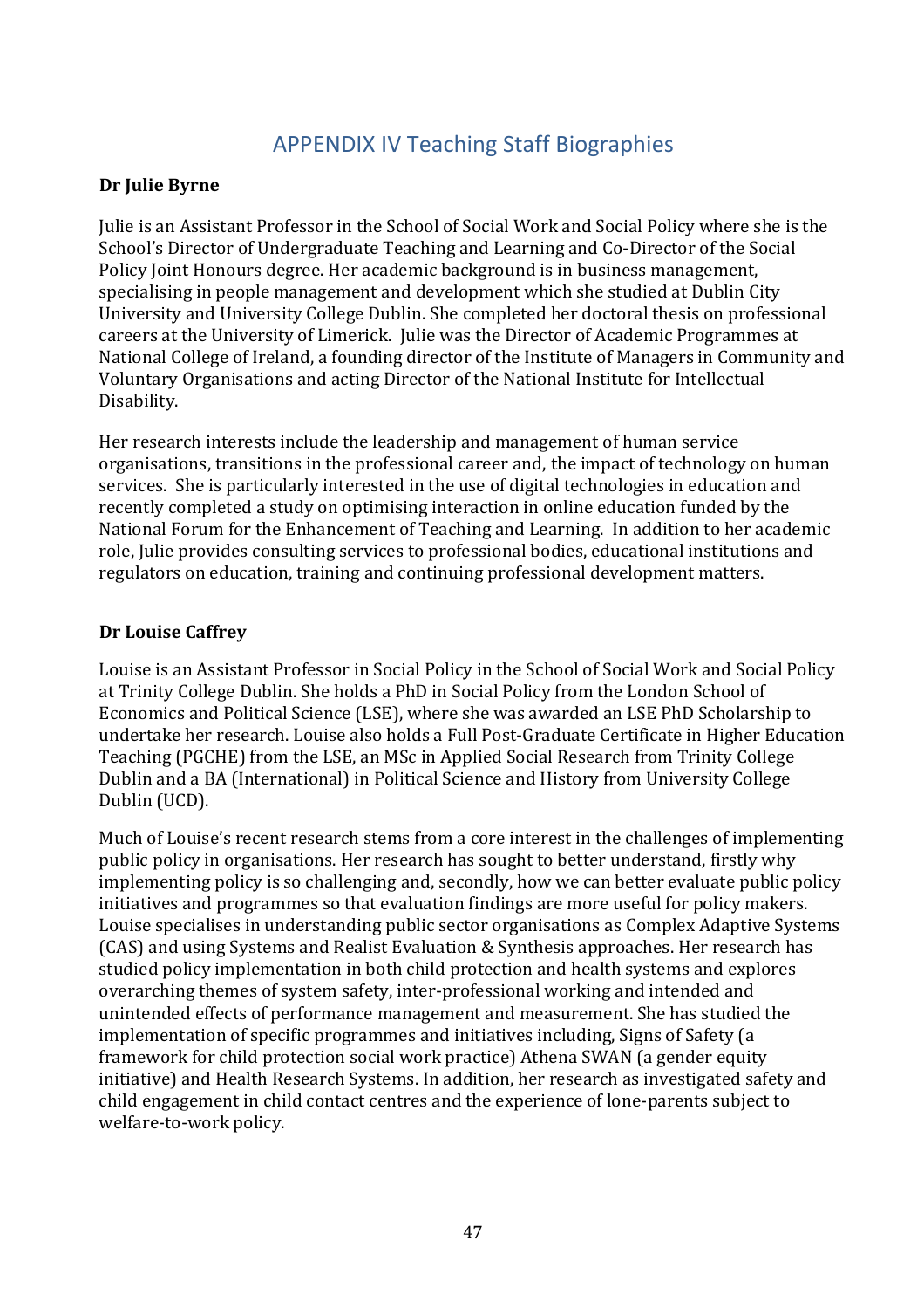# APPENDIX IV Teaching Staff Biographies

**Dr Julie Byrne**

Julie is an Assistant Professor in the School of Social Work and Social Policy where she is the School's Director of Undergraduate Teaching and Learning and Co-Director of the Social Policy Joint Honours degree. Her academic background is in business management, specialising in people management and development which she studied at Dublin City University and University College Dublin. She completed her doctoral thesis on professional careers at the University of Limerick. Julie was the Director of Academic Programmes at National College of Ireland, a founding director of the Institute of Managers in Community and Voluntary Organisations and acting Director of the National Institute for Intellectual Disability.

Her research interests include the leadership and management of human service organisations, transitions in the professional career and, the impact of technology on human services. She is particularly interested in the use of digital technologies in education and recently completed a study on optimising interaction in online education funded by the National Forum for the Enhancement of Teaching and Learning. In addition to her academic role, Julie provides consulting services to professional bodies, educational institutions and regulators on education, training and continuing professional development matters.

**Dr Louise Caffrey**

Louise is an Assistant Professor in Social Policy in the School of Social Work and Social Policy at Trinity College Dublin. She holds a PhD in Social Policy from the London School of Economics and Political Science (LSE), where she was awarded an LSE PhD Scholarship to undertake her research. Louise also holds a Full Post-Graduate Certificate in Higher Education Teaching (PGCHE) from the LSE, an MSc in Applied Social Research from Trinity College Dublin and a BA (International) in Political Science and History from University College Dublin (UCD).

Much of Louise's recent research stems from a core interest in the challenges of implementing public policy in organisations. Her research has sought to better understand, firstly why implementing policy is so challenging and, secondly, how we can better evaluate public policy initiatives and programmes so that evaluation findings are more useful for policy makers. Louise specialises in understanding public sector organisations as Complex Adaptive Systems (CAS) and using Systems and Realist Evaluation & Synthesis approaches. Her research has studied policy implementation in both child protection and health systems and explores overarching themes of system safety, inter-professional working and intended and unintended effects of performance management and measurement. She has studied the implementation of specific programmes and initiatives including, Signs of Safety (a framework for child protection social work practice) Athena SWAN (a gender equity initiative) and Health Research Systems. In addition, her research as investigated safety and child engagement in child contact centres and the experience of lone-parents subject to welfare-to-work policy.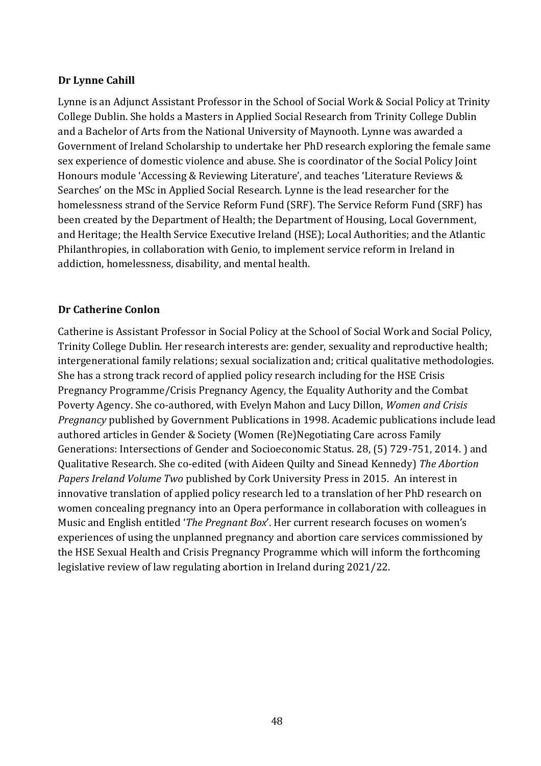### Dr Lynne Cahill

Lynne is an Adjunct Assistant Professor in the School of Social Work & Social Policy at Trinity College Dublin. She holds a Masters in Applied Social Research from Trinity College Dublin and a Bachelor of Arts from the National University of Maynooth. Lynne was awarded a Government of Ireland Scholarship to undertake her PhD research exploring the female same sex experience of domestic violence and abuse. She is coordinator of the Social Policy Joint Honours module 'Accessing & Reviewing Literature', and teaches 'Literature Reviews & Searches' on the MSc in Applied Social Research. Lynne is the lead researcher for the homelessness strand of the Service Reform Fund (SRF). The Service Reform Fund (SRF) has been created by the Department of Health; the Department of Housing, Local Government, and Heritage; the Health Service Executive Ireland (HSE); Local Authorities; and the Atlantic Philanthropies, in collaboration with Genio, to implement service reform in Ireland in addiction, homelessness, disability, and mental health.

### Dr Catherine Conlon

Catherine is Assistant Professor in Social Policy at the School of Social Work and Social Policy, Trinity College Dublin. Her research interests are: gender, sexuality and reproductive health; intergenerational family relations; sexual socialization and; critical qualitative methodologies. She has a strong track record of applied policy research including for the HSE Crisis Pregnancy Programme/Crisis Pregnancy Agency, the Equality Authority and the Combat Poverty Agency. She co-authored, with Evelyn Mahon and Lucy Dillon, *Women and Crisis Pregnancy* published by Government Publications in 1998. Academic publications include lead authored articles in Gender & Society (Women (Re)Negotiating Care across Family Generations: Intersections of Gender and Socioeconomic Status. 28, (5) 729-751, 2014. ) and Qualitative Research. She co-edited (with Aideen Quilty and Sinead Kennedy) *The Abortion Papers Ireland Volume Two* published by Cork University Press in 2015. An interest in innovative translation of applied policy research led to a translation of her PhD research on women concealing pregnancy into an Opera performance in collaboration with colleagues in Music and English entitled '*The Pregnant Box*'. Her current research focuses on women's experiences of using the unplanned pregnancy and abortion care services commissioned by the HSE Sexual Health and Crisis Pregnancy Programme which will inform the forthcoming legislative review of law regulating abortion in Ireland during 2021/22.